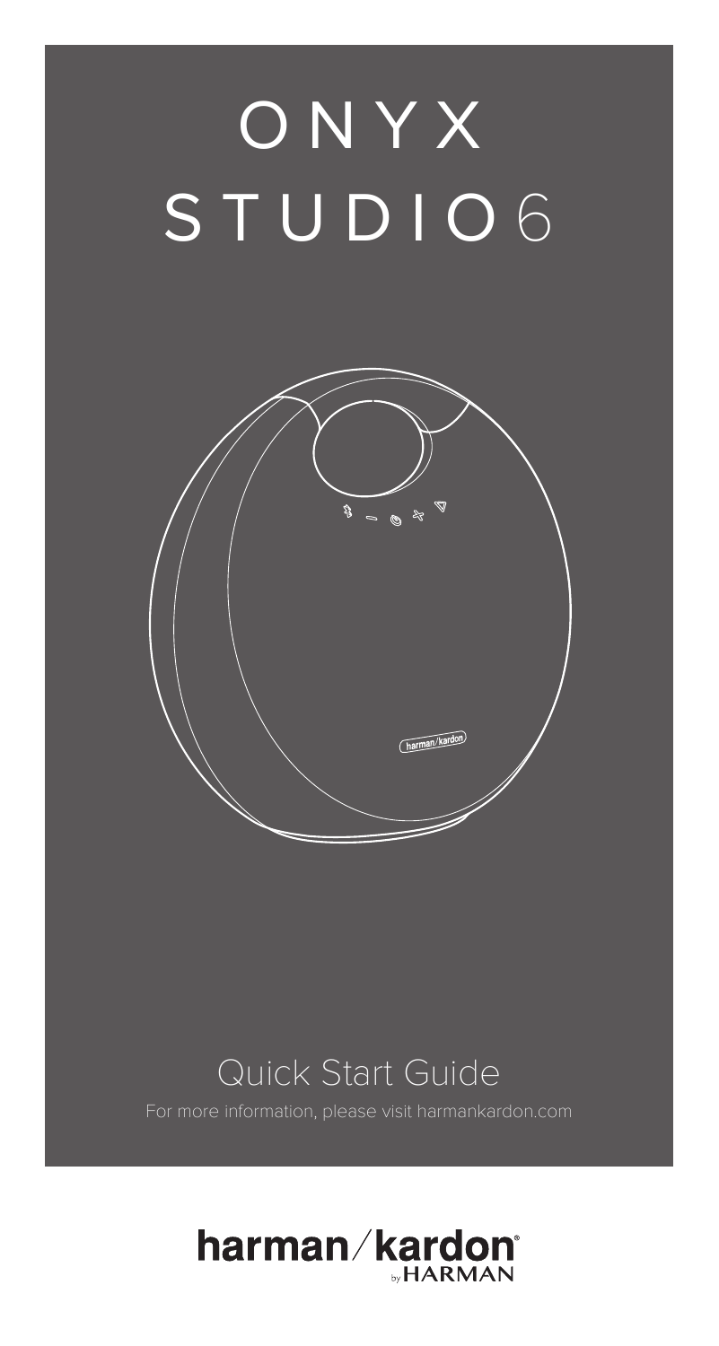# ONYX STUDIO 6

## Quick Start Guide

For more information, please visit harmankardon.com

harman/kardon by HARMAN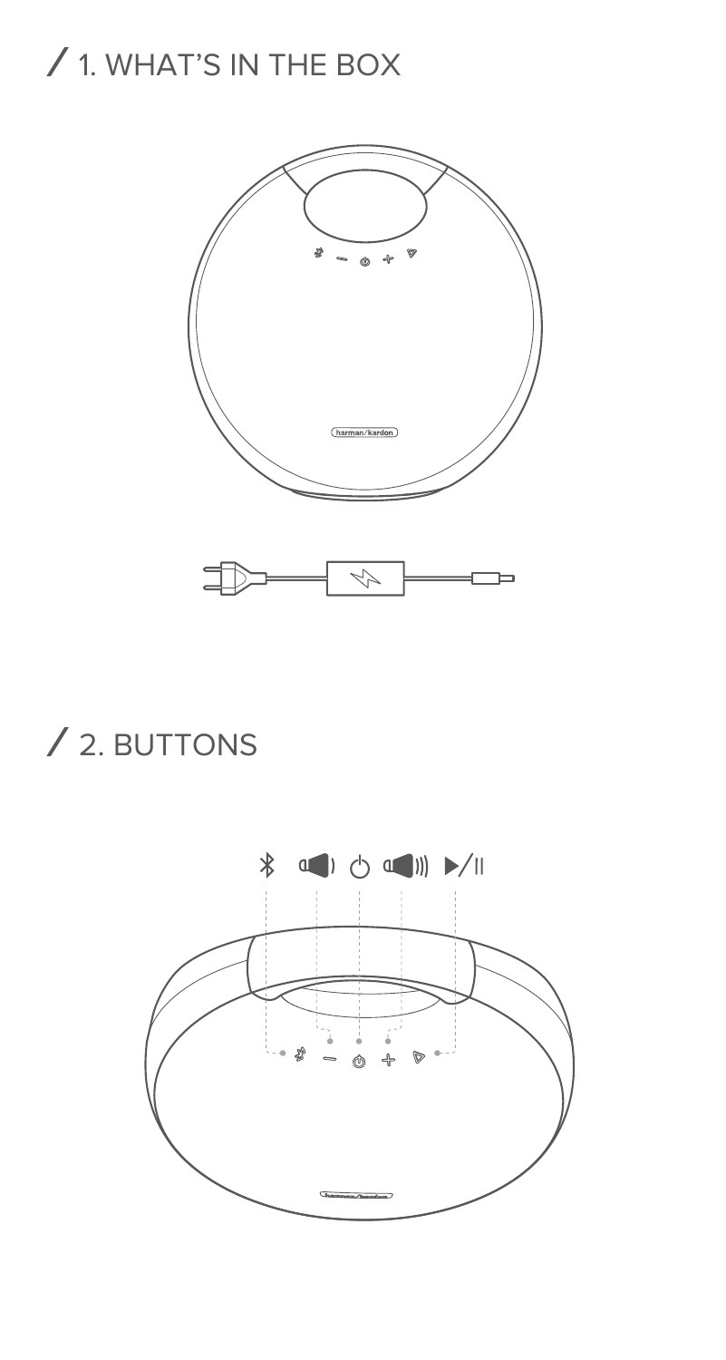## / 1. WHAT'S IN THE BOX

## / 2. BUTTONS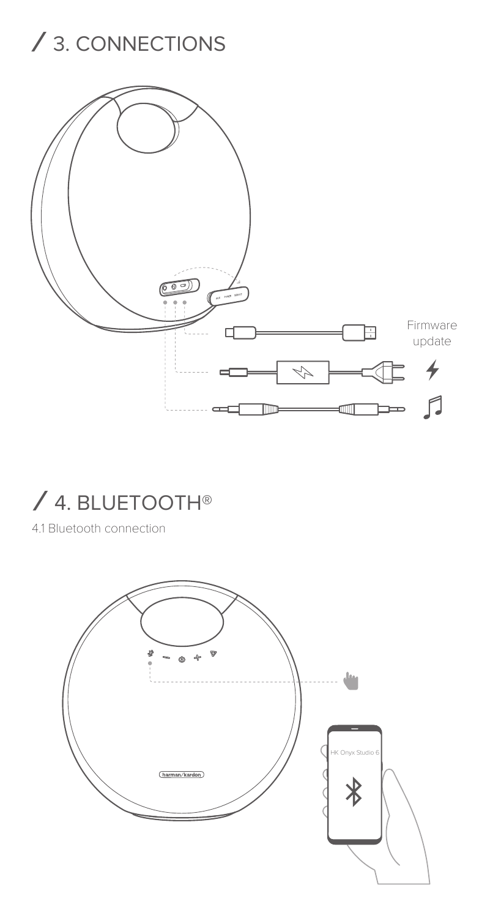## / 3. CONNECTIONS

Firmware update

## / 4. BLUETOOTH®

4.1 Bluetooth connection

HK Onyx Studio 6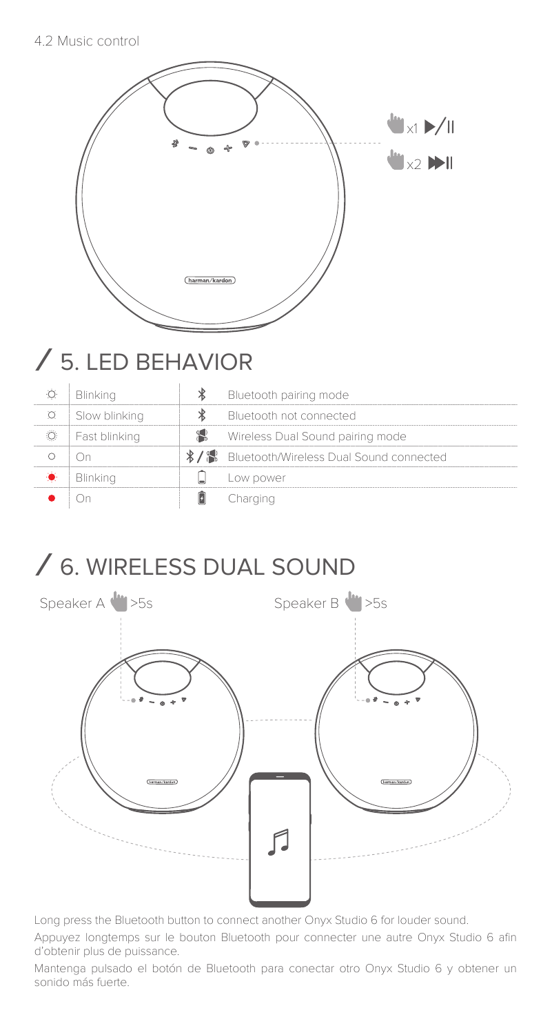4.2 Music control

x1 ▶/II

x2 ▶▶I

## / 5. LED BEHAVIOR

| | | | |
|---|---|---|---|
| White | Blinking | Bluetooth | Bluetooth pairing mode |
| White | Slow blinking | Bluetooth | Bluetooth not connected |
| White | Fast blinking | Wireless Dual Sound | Wireless Dual Sound pairing mode |
| White | On | Bluetooth / Wireless Dual Sound | Bluetooth/Wireless Dual Sound connected |
| Red | Blinking | Battery | Low power |
| Red | On | Battery | Charging |

## / 6. WIRELESS DUAL SOUND

Speaker A >5s

Speaker B >5s

Long press the Bluetooth button to connect another Onyx Studio 6 for louder sound.

Appuyez longtemps sur le bouton Bluetooth pour connecter une autre Onyx Studio 6 afin d'obtenir plus de puissance.

Mantenga pulsado el botón de Bluetooth para conectar otro Onyx Studio 6 y obtener un sonido más fuerte.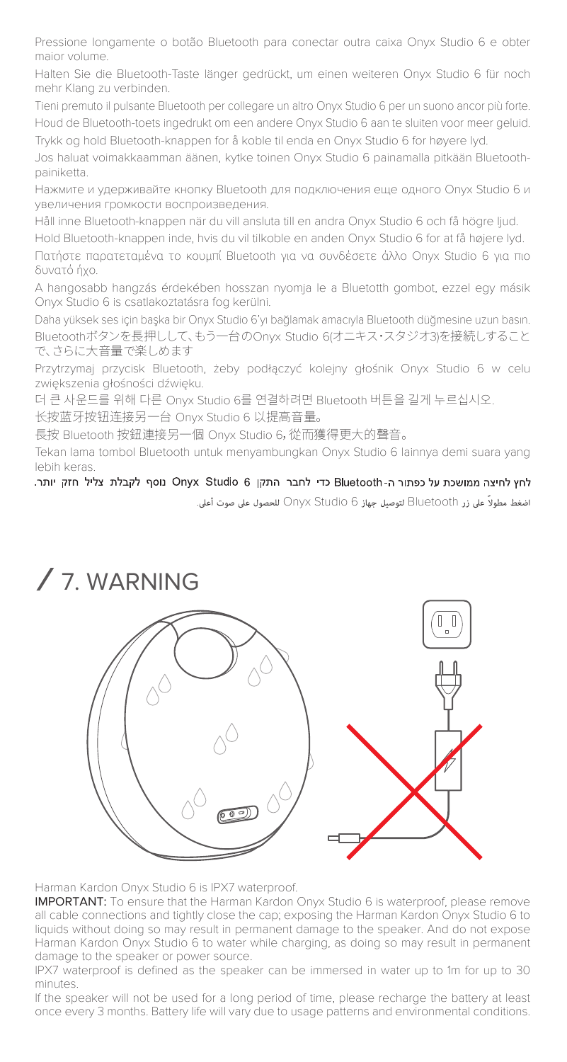Pressione longamente o botão Bluetooth para conectar outra caixa Onyx Studio 6 e obter maior volume.

Halten Sie die Bluetooth-Taste länger gedrückt, um einen weiteren Onyx Studio 6 für noch mehr Klang zu verbinden.

Tieni premuto il pulsante Bluetooth per collegare un altro Onyx Studio 6 per un suono ancor più forte.

Houd de Bluetooth-toets ingedrukt om een andere Onyx Studio 6 aan te sluiten voor meer geluid.

Trykk og hold Bluetooth-knappen for å koble til enda en Onyx Studio 6 for høyere lyd.

Jos haluat voimakkaamman äänen, kytke toinen Onyx Studio 6 painamalla pitkään Bluetooth-painiketta.

Нажмите и удерживайте кнопку Bluetooth для подключения еще одного Onyx Studio 6 и увеличения громкости воспроизведения.

Håll inne Bluetooth-knappen när du vill ansluta till en andra Onyx Studio 6 och få högre ljud.

Hold Bluetooth-knappen inde, hvis du vil tilkoble en anden Onyx Studio 6 for at få højere lyd.

Πατήστε παρατεταμένα το κουμπί Bluetooth για να συνδέσετε άλλο Onyx Studio 6 για πιο δυνατό ήχο.

A hangosabb hangzás érdekében hosszan nyomja le a Bluetotth gombot, ezzel egy másik Onyx Studio 6 is csatlakoztatásra fog kerülni.

Daha yüksek ses için başka bir Onyx Studio 6'yı bağlamak amacıyla Bluetooth düğmesine uzun basın.

Bluetoothボタンを長押しして、もう一台のOnyx Studio 6(オニキス・スタジオ3)を接続することで、さらに大音量で楽しめます

Przytrzymaj przycisk Bluetooth, żeby podłączyć kolejny głośnik Onyx Studio 6 w celu zwiększenia głośności dźwięku.

더 큰 사운드를 위해 다른 Onyx Studio 6를 연결하려면 Bluetooth 버튼을 길게 누르십시오.

长按蓝牙按钮连接另一台 Onyx Studio 6 以提高音量。

長按 Bluetooth 按鈕連接另一個 Onyx Studio 6，從而獲得更大的聲音。

Tekan lama tombol Bluetooth untuk menyambungkan Onyx Studio 6 lainnya demi suara yang lebih keras.

לחץ לחיצה ממושכת על כפתור ה-Bluetooth כדי לחבר התקן Onyx Studio 6 נוסף לקבלת צליל חזק יותר.

اضغط مطولاً على زر Bluetooth لتوصيل جهاز Onyx Studio 6 للحصول على صوت أعلى.

# / 7. WARNING

Harman Kardon Onyx Studio 6 is IPX7 waterproof.

**IMPORTANT:** To ensure that the Harman Kardon Onyx Studio 6 is waterproof, please remove all cable connections and tightly close the cap; exposing the Harman Kardon Onyx Studio 6 to liquids without doing so may result in permanent damage to the speaker. And do not expose Harman Kardon Onyx Studio 6 to water while charging, as doing so may result in permanent damage to the speaker or power source.

IPX7 waterproof is defined as the speaker can be immersed in water up to 1m for up to 30 minutes.

If the speaker will not be used for a long period of time, please recharge the battery at least once every 3 months. Battery life will vary due to usage patterns and environmental conditions.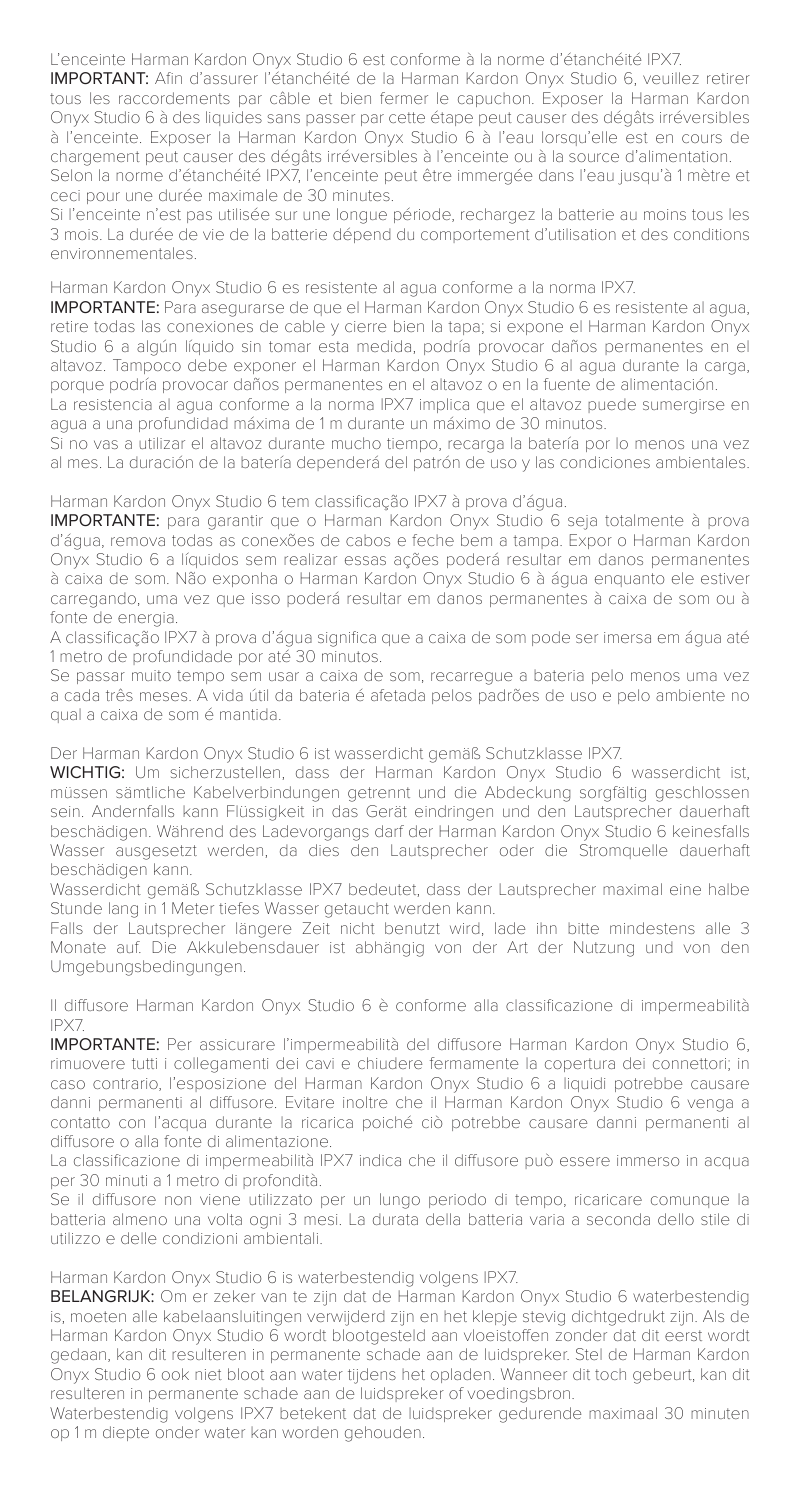L'enceinte Harman Kardon Onyx Studio 6 est conforme à la norme d'étanchéité IPX7.

**IMPORTANT:** Afin d'assurer l'étanchéité de la Harman Kardon Onyx Studio 6, veuillez retirer tous les raccordements par câble et bien fermer le capuchon. Exposer la Harman Kardon Onyx Studio 6 à des liquides sans passer par cette étape peut causer des dégâts irréversibles à l'enceinte. Exposer la Harman Kardon Onyx Studio 6 à l'eau lorsqu'elle est en cours de chargement peut causer des dégâts irréversibles à l'enceinte ou à la source d'alimentation.

Selon la norme d'étanchéité IPX7, l'enceinte peut être immergée dans l'eau jusqu'à 1 mètre et ceci pour une durée maximale de 30 minutes.

Si l'enceinte n'est pas utilisée sur une longue période, rechargez la batterie au moins tous les 3 mois. La durée de vie de la batterie dépend du comportement d'utilisation et des conditions environnementales.

Harman Kardon Onyx Studio 6 es resistente al agua conforme a la norma IPX7.

**IMPORTANTE:** Para asegurarse de que el Harman Kardon Onyx Studio 6 es resistente al agua, retire todas las conexiones de cable y cierre bien la tapa; si expone el Harman Kardon Onyx Studio 6 a algún líquido sin tomar esta medida, podría provocar daños permanentes en el altavoz. Tampoco debe exponer el Harman Kardon Onyx Studio 6 al agua durante la carga, porque podría provocar daños permanentes en el altavoz o en la fuente de alimentación.

La resistencia al agua conforme a la norma IPX7 implica que el altavoz puede sumergirse en agua a una profundidad máxima de 1 m durante un máximo de 30 minutos.

Si no vas a utilizar el altavoz durante mucho tiempo, recarga la batería por lo menos una vez al mes. La duración de la batería dependerá del patrón de uso y las condiciones ambientales.

Harman Kardon Onyx Studio 6 tem classificação IPX7 à prova d'água.

**IMPORTANTE:** para garantir que o Harman Kardon Onyx Studio 6 seja totalmente à prova d'água, remova todas as conexões de cabos e feche bem a tampa. Expor o Harman Kardon Onyx Studio 6 a líquidos sem realizar essas ações poderá resultar em danos permanentes à caixa de som. Não exponha o Harman Kardon Onyx Studio 6 à água enquanto ele estiver carregando, uma vez que isso poderá resultar em danos permanentes à caixa de som ou à fonte de energia.

A classificação IPX7 à prova d'água significa que a caixa de som pode ser imersa em água até 1 metro de profundidade por até 30 minutos.

Se passar muito tempo sem usar a caixa de som, recarregue a bateria pelo menos uma vez a cada três meses. A vida útil da bateria é afetada pelos padrões de uso e pelo ambiente no qual a caixa de som é mantida.

Der Harman Kardon Onyx Studio 6 ist wasserdicht gemäß Schutzklasse IPX7.

**WICHTIG:** Um sicherzustellen, dass der Harman Kardon Onyx Studio 6 wasserdicht ist, müssen sämtliche Kabelverbindungen getrennt und die Abdeckung sorgfältig geschlossen sein. Andernfalls kann Flüssigkeit in das Gerät eindringen und den Lautsprecher dauerhaft beschädigen. Während des Ladevorgangs darf der Harman Kardon Onyx Studio 6 keinesfalls Wasser ausgesetzt werden, da dies den Lautsprecher oder die Stromquelle dauerhaft beschädigen kann.

Wasserdicht gemäß Schutzklasse IPX7 bedeutet, dass der Lautsprecher maximal eine halbe Stunde lang in 1 Meter tiefes Wasser getaucht werden kann.

Falls der Lautsprecher längere Zeit nicht benutzt wird, lade ihn bitte mindestens alle 3 Monate auf. Die Akkulebensdauer ist abhängig von der Art der Nutzung und von den Umgebungsbedingungen.

Il diffusore Harman Kardon Onyx Studio 6 è conforme alla classificazione di impermeabilità IPX7.

**IMPORTANTE:** Per assicurare l'impermeabilità del diffusore Harman Kardon Onyx Studio 6, rimuovere tutti i collegamenti dei cavi e chiudere fermamente la copertura dei connettori; in caso contrario, l'esposizione del Harman Kardon Onyx Studio 6 a liquidi potrebbe causare danni permanenti al diffusore. Evitare inoltre che il Harman Kardon Onyx Studio 6 venga a contatto con l'acqua durante la ricarica poiché ciò potrebbe causare danni permanenti al diffusore o alla fonte di alimentazione.

La classificazione di impermeabilità IPX7 indica che il diffusore può essere immerso in acqua per 30 minuti a 1 metro di profondità.

Se il diffusore non viene utilizzato per un lungo periodo di tempo, ricaricare comunque la batteria almeno una volta ogni 3 mesi. La durata della batteria varia a seconda dello stile di utilizzo e delle condizioni ambientali.

Harman Kardon Onyx Studio 6 is waterbestendig volgens IPX7.

**BELANGRIJK:** Om er zeker van te zijn dat de Harman Kardon Onyx Studio 6 waterbestendig is, moeten alle kabelaansluitingen verwijderd zijn en het klepje stevig dichtgedrukt zijn. Als de Harman Kardon Onyx Studio 6 wordt blootgesteld aan vloeistoffen zonder dat dit eerst wordt gedaan, kan dit resulteren in permanente schade aan de luidspreker. Stel de Harman Kardon Onyx Studio 6 ook niet bloot aan water tijdens het opladen. Wanneer dit toch gebeurt, kan dit resulteren in permanente schade aan de luidspreker of voedingsbron.

Waterbestendig volgens IPX7 betekent dat de luidspreker gedurende maximaal 30 minuten op 1 m diepte onder water kan worden gehouden.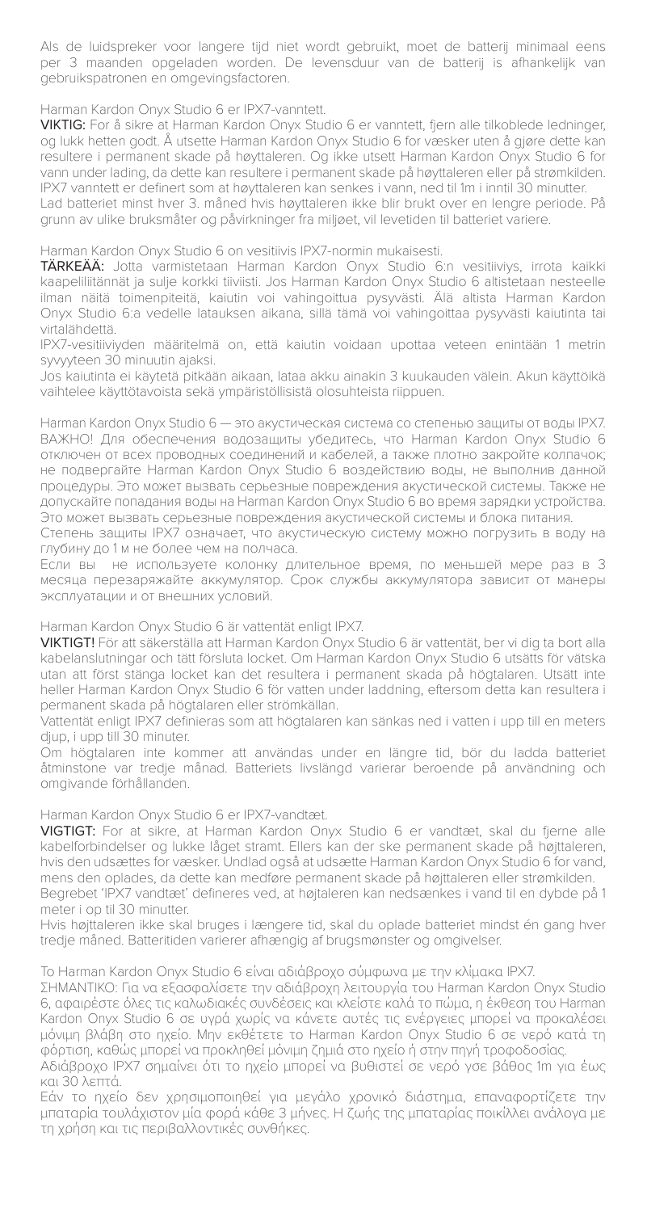Als de luidspreker voor langere tijd niet wordt gebruikt, moet de batterij minimaal eens per 3 maanden opgeladen worden. De levensduur van de batterij is afhankelijk van gebruikspatronen en omgevingsfactoren.

Harman Kardon Onyx Studio 6 er IPX7-vanntett.

**VIKTIG:** For å sikre at Harman Kardon Onyx Studio 6 er vanntett, fjern alle tilkoblede ledninger, og lukk hetten godt. Å utsette Harman Kardon Onyx Studio 6 for væsker uten å gjøre dette kan resultere i permanent skade på høyttaleren. Og ikke utsett Harman Kardon Onyx Studio 6 for vann under lading, da dette kan resultere i permanent skade på høyttaleren eller på strømkilden.

IPX7 vanntett er definert som at høyttaleren kan senkes i vann, ned til 1m i inntil 30 minutter.

Lad batteriet minst hver 3. måned hvis høyttaleren ikke blir brukt over en lengre periode. På grunn av ulike bruksmåter og påvirkninger fra miljøet, vil levetiden til batteriet variere.

Harman Kardon Onyx Studio 6 on vesitiivis IPX7-normin mukaisesti.

**TÄRKEÄÄ:** Jotta varmistetaan Harman Kardon Onyx Studio 6:n vesitiiviys, irrota kaikki kaapeliliitännät ja sulje korkki tiiviisti. Jos Harman Kardon Onyx Studio 6 altistetaan nesteelle ilman näitä toimenpiteitä, kaiutin voi vahingoittua pysyvästi. Älä altista Harman Kardon Onyx Studio 6:a vedelle latauksen aikana, sillä tämä voi vahingoittaa pysyvästi kaiutinta tai virtalähdettä.

IPX7-vesitiiviyden määritelmä on, että kaiutin voidaan upottaa veteen enintään 1 metrin syvyyteen 30 minuutin ajaksi.

Jos kaiutinta ei käytetä pitkään aikaan, lataa akku ainakin 3 kuukauden välein. Akun käyttöikä vaihtelee käyttötavoista sekä ympäristöllisistä olosuhteista riippuen.

Harman Kardon Onyx Studio 6 — это акустическая система со степенью защиты от воды IPX7.

ВАЖНО! Для обеспечения водозащиты убедитесь, что Harman Kardon Onyx Studio 6 отключен от всех проводных соединений и кабелей, а также плотно закройте колпачок; не подвергайте Harman Kardon Onyx Studio 6 воздействию воды, не выполнив данной процедуры. Это может вызвать серьезные повреждения акустической системы. Также не допускайте попадания воды на Harman Kardon Onyx Studio 6 во время зарядки устройства. Это может вызвать серьезные повреждения акустической системы и блока питания.

Степень защиты IPX7 означает, что акустическую систему можно погрузить в воду на глубину до 1 м не более чем на полчаса.

Если вы не используете колонку длительное время, по меньшей мере раз в 3 месяца перезаряжайте аккумулятор. Срок службы аккумулятора зависит от манеры эксплуатации и от внешних условий.

Harman Kardon Onyx Studio 6 är vattentät enligt IPX7.

**VIKTIGT!** För att säkerställa att Harman Kardon Onyx Studio 6 är vattentät, ber vi dig ta bort alla kabelanslutningar och tätt försluta locket. Om Harman Kardon Onyx Studio 6 utsätts för vätska utan att först stänga locket kan det resultera i permanent skada på högtalaren. Utsätt inte heller Harman Kardon Onyx Studio 6 för vatten under laddning, eftersom detta kan resultera i permanent skada på högtalaren eller strömkällan.

Vattentät enligt IPX7 definieras som att högtalaren kan sänkas ned i vatten i upp till en meters djup, i upp till 30 minuter.

Om högtalaren inte kommer att användas under en längre tid, bör du ladda batteriet åtminstone var tredje månad. Batteriets livslängd varierar beroende på användning och omgivande förhållanden.

Harman Kardon Onyx Studio 6 er IPX7-vandtæt.

**VIGTIGT:** For at sikre, at Harman Kardon Onyx Studio 6 er vandtæt, skal du fjerne alle kabelforbindelser og lukke låget stramt. Ellers kan der ske permanent skade på højttaleren, hvis den udsættes for væsker. Undlad også at udsætte Harman Kardon Onyx Studio 6 for vand, mens den oplades, da dette kan medføre permanent skade på højttaleren eller strømkilden.

Begrebet 'IPX7 vandtæt' defineres ved, at højttaleren kan nedsænkes i vand til en dybde på 1 meter i op til 30 minutter.

Hvis højttaleren ikke skal bruges i længere tid, skal du oplade batteriet mindst én gang hver tredje måned. Batteritiden varierer afhængig af brugsmønster og omgivelser.

Το Harman Kardon Onyx Studio 6 είναι αδιάβροχο σύμφωνα με την κλίμακα IPX7.

ΣΗΜΑΝΤΙΚΟ: Για να εξασφαλίσετε την αδιάβροχη λειτουργία του Harman Kardon Onyx Studio 6, αφαιρέστε όλες τις καλωδιακές συνδέσεις και κλείστε καλά το πώμα, η έκθεση του Harman Kardon Onyx Studio 6 σε υγρά χωρίς να κάνετε αυτές τις ενέργειες μπορεί να προκαλέσει μόνιμη βλάβη στο ηχείο. Μην εκθέτετε το Harman Kardon Onyx Studio 6 σε νερό κατά τη φόρτιση, καθώς μπορεί να προκληθεί μόνιμη ζημιά στο ηχείο ή στην πηγή τροφοδοσίας.

Αδιάβροχο IPX7 σημαίνει ότι το ηχείο μπορεί να βυθιστεί σε νερό γσε βάθος 1m για έως και 30 λεπτά.

Εάν το ηχείο δεν χρησιμοποιηθεί για μεγάλο χρονικό διάστημα, επαναφορτίζετε την μπαταρία τουλάχιστον μία φορά κάθε 3 μήνες. Η ζωής της μπαταρίας ποικίλλει ανάλογα με τη χρήση και τις περιβαλλοντικές συνθήκες.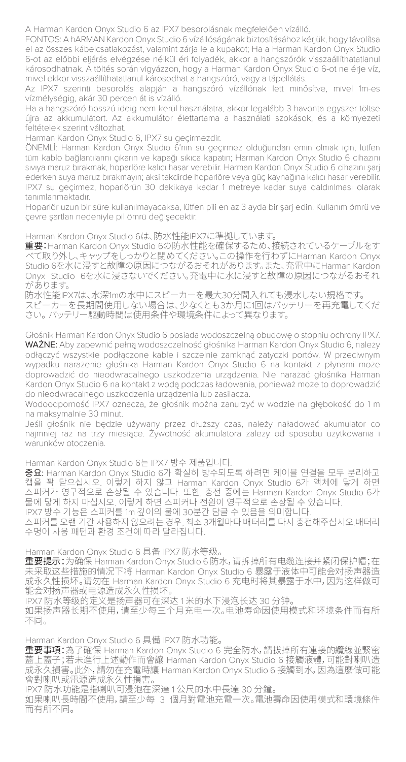A Harman Kardon Onyx Studio 6 az IPX7 besorolásnak megfelelően vízálló.

FONTOS: A hARMAN Kardon Onyx Studio 6 vízállóságának biztosításához kérjük, hogy távolítsa el az összes kábelcsatlakozást, valamint zárja le a kupakot; Ha a Harman Kardon Onyx Studio 6-ot az előbbi eljárás elvégzése nélkül éri folyadék, akkor a hangszórók visszaállíthatatlanul károsodhatnak. A töltés során vigyázzon, hogy a Harman Kardon Onyx Studio 6-ot ne érje víz, mivel ekkor visszaállíthatatlanul károsodhat a hangszóró, vagy a tápellátás.

Az IPX7 szerinti besorolás alapján a hangszóró vízállónak lett minősítve, mivel 1m-es vízmélységig, akár 30 percen át is vízálló.

Ha a hangszóró hosszú ideig nem kerül használatra, akkor legalább 3 havonta egyszer töltse újra az akkumulátort. Az akkumulátor élettartama a használati szokások, és a környezeti feltételek szerint változhat.

Harman Kardon Onyx Studio 6, IPX7 su geçirmezdir.

ÖNEMLİ: Harman Kardon Onyx Studio 6'nın su geçirmez olduğundan emin olmak için, lütfen tüm kablo bağlantılarını çıkarın ve kapağı sıkıca kapatın; Harman Kardon Onyx Studio 6 cihazını sıvıya maruz bırakmak, hoparlöre kalıcı hasar verebilir. Harman Kardon Onyx Studio 6 cihazını şarj ederken suya maruz bırakmayın; aksi takdirde hoparlöre veya güç kaynağına kalıcı hasar verebilir. IPX7 su geçirmez, hoparlörün 30 dakikaya kadar 1 metreye kadar suya daldırılması olarak tanımlanmaktadır.

Hoparlör uzun bir süre kullanılmayacaksa, lütfen pili en az 3 ayda bir şarj edin. Kullanım ömrü ve çevre şartları nedeniyle pil ömrü değişecektir.

Harman Kardon Onyx Studio 6は、防水性能IPX7に準拠しています。

**重要：**Harman Kardon Onyx Studio 6の防水性能を確保するため、接続されているケーブルをすべて取り外し、キャップをしっかりと閉めてください。この操作を行わずにHarman Kardon Onyx Studio 6を水に浸すと故障の原因につながるおそれがあります。また、充電中にHarman Kardon Onyx Studio 6を水に浸さないでください。充電中に水に浸すと故障の原因につながるおそれがあります。

防水性能IPX7は、水深1mの水中にスピーカーを最大30分間入れても浸水しない規格です。

スピーカーを長期間使用しない場合は、少なくとも3か月に1回はバッテリーを再充電してください。 バッテリー駆動時間は使用条件や環境条件によって異なります。

Głośnik Harman Kardon Onyx Studio 6 posiada wodoszczelną obudowę o stopniu ochrony IPX7.

**WAŻNE:** Aby zapewnić pełną wodoszczelność głośnika Harman Kardon Onyx Studio 6, należy odłączyć wszystkie podłączone kable i szczelnie zamknąć zatyczki portów. W przeciwnym wypadku narażenie głośnika Harman Kardon Onyx Studio 6 na kontakt z płynami może doprowadzić do nieodwracalnego uszkodzenia urządzenia. Nie narażać głośnika Harman Kardon Onyx Studio 6 na kontakt z wodą podczas ładowania, ponieważ może to doprowadzić do nieodwracalnego uszkodzenia urządzenia lub zasilacza.

Wodoodporność IPX7 oznacza, że głośnik można zanurzyć w wodzie na głębokość do 1 m na maksymalnie 30 minut.

Jeśli głośnik nie będzie używany przez dłuższy czas, należy naładować akumulator co najmniej raz na trzy miesiące. Żywotność akumulatora zależy od sposobu użytkowania i warunków otoczenia.

Harman Kardon Onyx Studio 6는 IPX7 방수 제품입니다.

**중요:** Harman Kardon Onyx Studio 6가 확실히 방수되도록 하려면 케이블 연결을 모두 분리하고 캡을 꽉 닫으십시오. 이렇게 하지 않고 Harman Kardon Onyx Studio 6가 액체에 닿게 하면 스피커가 영구적으로 손상될 수 있습니다. 또한, 충전 중에는 Harman Kardon Onyx Studio 6가 물에 닿게 하지 마십시오. 이렇게 하면 스피커나 전원이 영구적으로 손상될 수 있습니다.

IPX7 방수 기능은 스피커를 1m 깊이의 물에 30분간 담글 수 있음을 의미합니다.

스피커를 오랜 기간 사용하지 않으려는 경우, 최소 3개월마다 배터리를 다시 충전해주십시오.배터리 수명이 사용 패턴과 환경 조건에 따라 달라집니다.

Harman Kardon Onyx Studio 6 具备 IPX7 防水等级。

**重要提示：**为确保 Harman Kardon Onyx Studio 6 防水，请拆掉所有电缆连接并紧闭保护帽；在未采取这些措施的情况下将 Harman Kardon Onyx Studio 6 暴露于液体中可能会对扬声器造成永久性损坏。请勿在 Harman Kardon Onyx Studio 6 充电时将其暴露于水中，因为这样做可能会对扬声器或电源造成永久性损坏。

IPX7 防水等级的定义是扬声器可在深达 1 米的水下浸泡长达 30 分钟。

如果扬声器长期不使用，请至少每三个月充电一次。电池寿命因使用模式和环境条件而有所不同。

Harman Kardon Onyx Studio 6 具備 IPX7 防水功能。

**重要事項：**為了確保 Harman Kardon Onyx Studio 6 完全防水，請拔掉所有連接的纜線並緊密蓋上蓋子；若未進行上述動作而會讓 Harman Kardon Onyx Studio 6 接觸液體，可能對喇叭造成永久損害。此外，請勿在充電時讓 Harman Kardon Onyx Studio 6 接觸到水，因為這麼做可能會對喇叭或電源造成永久性損害。

IPX7 防水功能是指喇叭可浸泡在深達 1 公尺的水中長達 30 分鐘。

如果喇叭長時間不使用，請至少每 3 個月對電池充電一次。電池壽命因使用模式和環境條件而有所不同。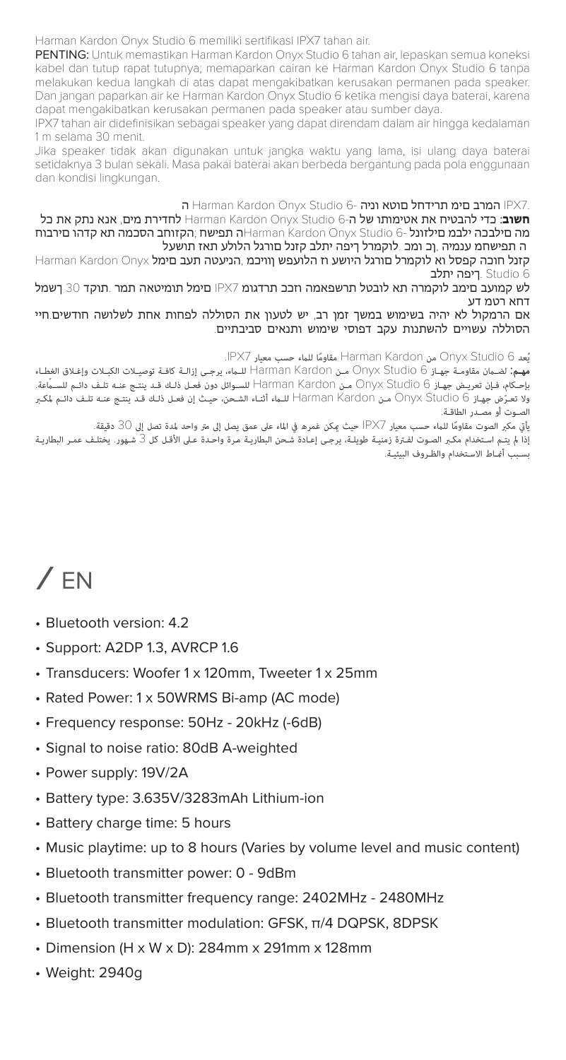Harman Kardon Onyx Studio 6 memiliki sertifikasi IPX7 tahan air.

**PENTING:** Untuk memastikan Harman Kardon Onyx Studio 6 tahan air, lepaskan semua koneksi kabel dan tutup rapat tutupnya; memaparkan cairan ke Harman Kardon Onyx Studio 6 tanpa melakukan kedua langkah di atas dapat mengakibatkan kerusakan permanen pada speaker. Dan jangan paparkan air ke Harman Kardon Onyx Studio 6 ketika mengisi daya baterai, karena dapat mengakibatkan kerusakan permanen pada speaker atau sumber daya.

IPX7 tahan air didefinisikan sebagai speaker yang dapat direndam dalam air hingga kedalaman 1 m selama 30 menit.

Jika speaker tidak akan digunakan untuk jangka waktu yang lama, isi ulang daya baterai setidaknya 3 bulan sekali. Masa pakai baterai akan berbeda bergantung pada pola enggunaan dan kondisi lingkungan.

.IPX7 המרב םימ תרידחל םוטא וניה Harman Kardon Onyx Studio 6 -ה

**חשוב**: כדי להבטיח את אטימותו של ה-Harman Kardon Onyx Studio 6 לחדירת מים, אנא נתק את כל מה םילבכה ילבמ םילזונל -Harman Kardon Onyx Studio 6ה תפישח ;הקזוחב הסכמה תא קדהו םירוביח ה תפישחמ ענמיה ,ןכ ומכ .לוקמרל ךיפה יתלב קזנל םורגל הלולע תאז תושעל Harman Kardon Onyx Studio 6 .ךיפה יתלב קזנל םורגל הלולע וז הלועפש ןוויכמ ,הניעטה תעב םימל

לש קמועב םימב לוקמרה תא לובטל תרשפאמה זכב תרדגומ IPX7 םימל תומיטאה תמר .תוקד 30 ךשמל דחא רטמ דע

אם הרמקול לא יהיה בשימוש במשך זמן רב, יש לטעון את הסוללה לפחות אחת לשלושה חודשים.חיי הסוללה עשויים להשתנות עקב דפוסי שימוש ותנאים סביבתיים.

يُعد Onyx Studio 6 من Harman Kardon مقاومًا للماء حسب معيار IPX7.

**مهم:** لضمان مقاومة جهاز Onyx Studio 6 من Harman Kardon للماء، يرجى إزالة كافة توصيلات الكبلات وإغلاق الغطاء بإحكام، فإن تعريض جهاز Onyx Studio 6 من Harman Kardon للسوائل دون فعل ذلك قد ينتج عنه تلف دائم للسمّاعة. ولا تعرِّض جهاز Onyx Studio 6 من Harman Kardon للماء أثناء الشحن، حيث إن فعل ذلك قد ينتج عنه تلف دائم لمكبر الصوت أو مصدر الطاقة.

يأتي مكبر الصوت مقاومًا للماء حسب معيار IPX7 حيث يمكن غمره في الماء على عمق يصل إلى متر واحد لمدة تصل إلى 30 دقيقة.

إذا لم يتم استخدام مكبر الصوت لفترة زمنية طويلة، يرجى إعادة شحن البطارية مرة واحدة على الأقل كل 3 شهور. يختلف عمر البطارية بسبب أنماط الاستخدام والظروف البيئية.

# / EN

- Bluetooth version: 4.2
- Support: A2DP 1.3, AVRCP 1.6
- Transducers: Woofer 1 x 120mm, Tweeter 1 x 25mm
- Rated Power: 1 x 50WRMS Bi-amp (AC mode)
- Frequency response: 50Hz - 20kHz (-6dB)
- Signal to noise ratio: 80dB A-weighted
- Power supply: 19V/2A
- Battery type: 3.635V/3283mAh Lithium-ion
- Battery charge time: 5 hours
- Music playtime: up to 8 hours (Varies by volume level and music content)
- Bluetooth transmitter power: 0 - 9dBm
- Bluetooth transmitter frequency range: 2402MHz - 2480MHz
- Bluetooth transmitter modulation: GFSK, π/4 DQPSK, 8DPSK
- Dimension (H x W x D): 284mm x 291mm x 128mm
- Weight: 2940g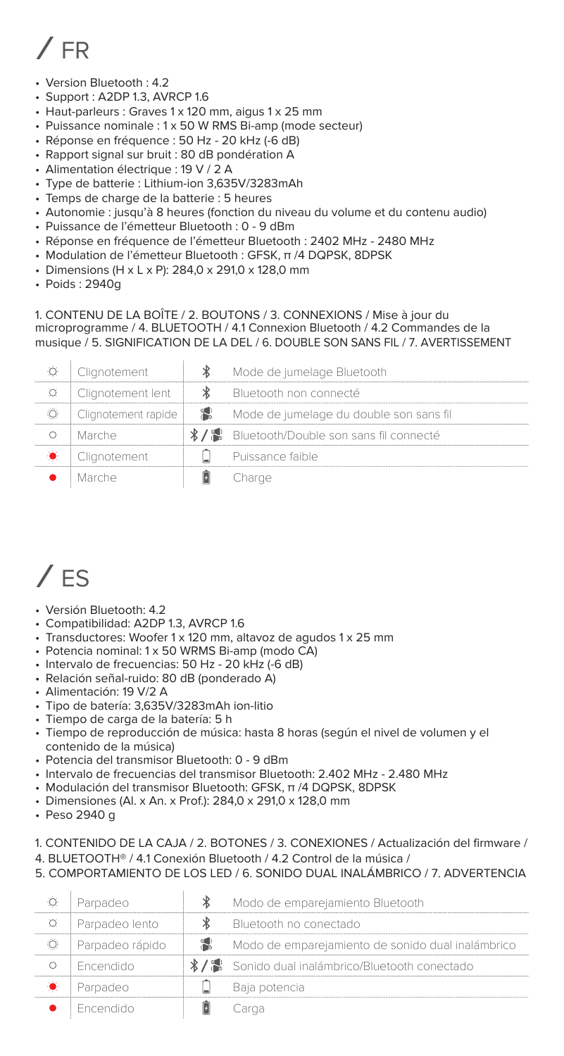# / FR

- Version Bluetooth : 4.2
- Support : A2DP 1.3, AVRCP 1.6
- Haut-parleurs : Graves 1 x 120 mm, aigus 1 x 25 mm
- Puissance nominale : 1 x 50 W RMS Bi-amp (mode secteur)
- Réponse en fréquence : 50 Hz - 20 kHz (-6 dB)
- Rapport signal sur bruit : 80 dB pondération A
- Alimentation électrique : 19 V / 2 A
- Type de batterie : Lithium-ion 3,635V/3283mAh
- Temps de charge de la batterie : 5 heures
- Autonomie : jusqu'à 8 heures (fonction du niveau du volume et du contenu audio)
- Puissance de l'émetteur Bluetooth : 0 - 9 dBm
- Réponse en fréquence de l'émetteur Bluetooth : 2402 MHz - 2480 MHz
- Modulation de l'émetteur Bluetooth : GFSK, π /4 DQPSK, 8DPSK
- Dimensions (H x L x P): 284,0 x 291,0 x 128,0 mm
- Poids : 2940g

1. CONTENU DE LA BOÎTE / 2. BOUTONS / 3. CONNEXIONS / Mise à jour du microprogramme / 4. BLUETOOTH / 4.1 Connexion Bluetooth / 4.2 Commandes de la musique / 5. SIGNIFICATION DE LA DEL / 6. DOUBLE SON SANS FIL / 7. AVERTISSEMENT

| | | | |
|---|---|---|---|
| ☼ | Clignotement | ✱ | Mode de jumelage Bluetooth |
| ○ | Clignotement lent | ✱ | Bluetooth non connecté |
| ☼ | Clignotement rapide | | Mode de jumelage du double son sans fil |
| ○ | Marche | ✱ / | Bluetooth/Double son sans fil connecté |
| ● | Clignotement | | Puissance faible |
| ● | Marche | | Charge |

# / ES

- Versión Bluetooth: 4.2
- Compatibilidad: A2DP 1.3, AVRCP 1.6
- Transductores: Woofer 1 x 120 mm, altavoz de agudos 1 x 25 mm
- Potencia nominal: 1 x 50 WRMS Bi-amp (modo CA)
- Intervalo de frecuencias: 50 Hz - 20 kHz (-6 dB)
- Relación señal-ruido: 80 dB (ponderado A)
- Alimentación: 19 V/2 A
- Tipo de batería: 3,635V/3283mAh ion-litio
- Tiempo de carga de la batería: 5 h
- Tiempo de reproducción de música: hasta 8 horas (según el nivel de volumen y el contenido de la música)
- Potencia del transmisor Bluetooth: 0 - 9 dBm
- Intervalo de frecuencias del transmisor Bluetooth: 2.402 MHz - 2.480 MHz
- Modulación del transmisor Bluetooth: GFSK, π /4 DQPSK, 8DPSK
- Dimensiones (Al. x An. x Prof.): 284,0 x 291,0 x 128,0 mm
- Peso 2940 g

1. CONTENIDO DE LA CAJA / 2. BOTONES / 3. CONEXIONES / Actualización del firmware / 4. BLUETOOTH® / 4.1 Conexión Bluetooth / 4.2 Control de la música / 5. COMPORTAMIENTO DE LOS LED / 6. SONIDO DUAL INALÁMBRICO / 7. ADVERTENCIA

| | | | |
|---|---|---|---|
| ☼ | Parpadeo | ✱ | Modo de emparejamiento Bluetooth |
| ○ | Parpadeo lento | ✱ | Bluetooth no conectado |
| ☼ | Parpadeo rápido | | Modo de emparejamiento de sonido dual inalámbrico |
| ○ | Encendido | ✱ / | Sonido dual inalámbrico/Bluetooth conectado |
| ● | Parpadeo | | Baja potencia |
| ● | Encendido | | Carga |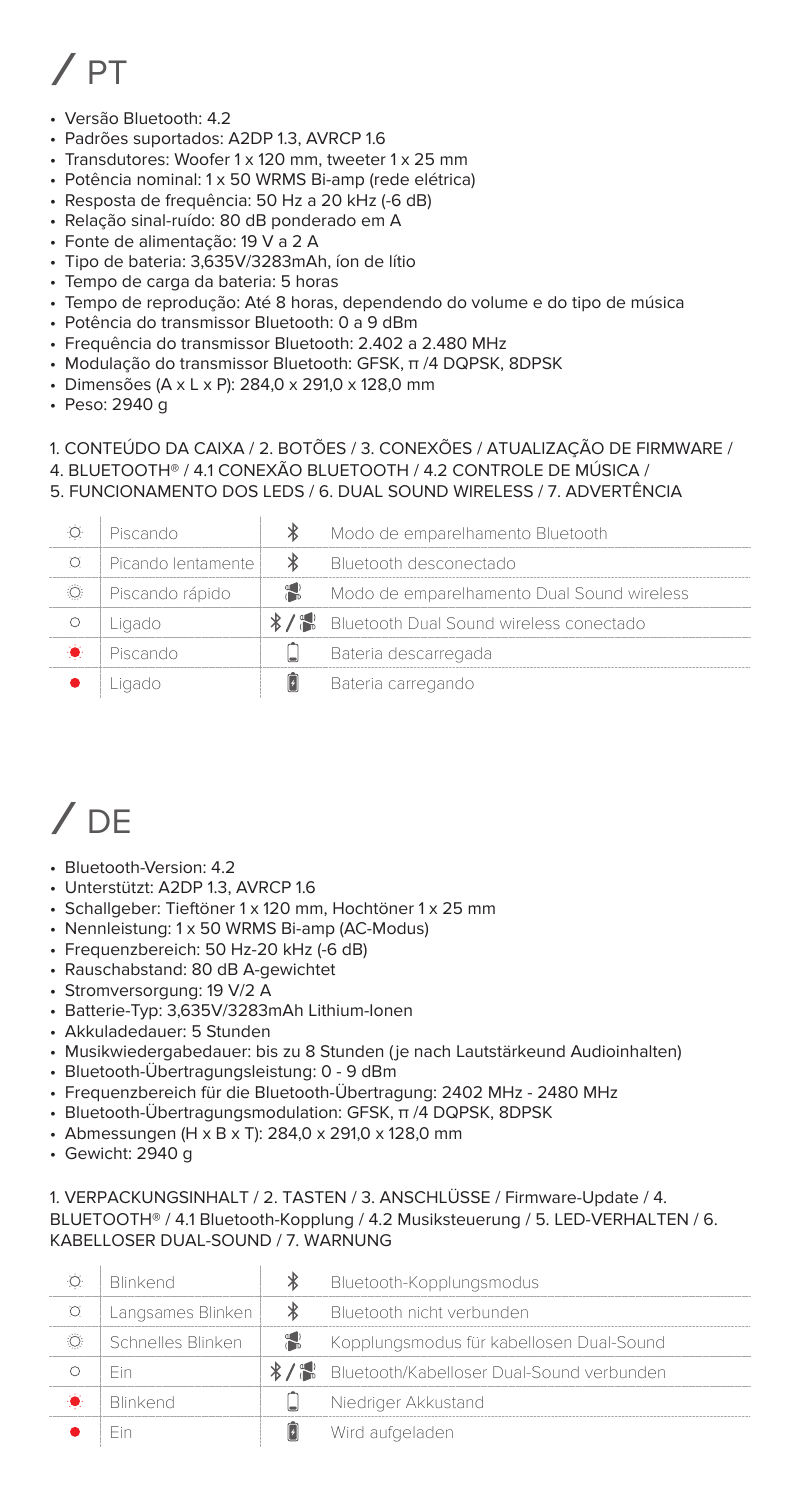# / PT

- Versão Bluetooth: 4.2
- Padrões suportados: A2DP 1.3, AVRCP 1.6
- Transdutores: Woofer 1 x 120 mm, tweeter 1 x 25 mm
- Potência nominal: 1 x 50 WRMS Bi-amp (rede elétrica)
- Resposta de frequência: 50 Hz a 20 kHz (-6 dB)
- Relação sinal-ruído: 80 dB ponderado em A
- Fonte de alimentação: 19 V a 2 A
- Tipo de bateria: 3,635V/3283mAh, íon de lítio
- Tempo de carga da bateria: 5 horas
- Tempo de reprodução: Até 8 horas, dependendo do volume e do tipo de música
- Potência do transmissor Bluetooth: 0 a 9 dBm
- Frequência do transmissor Bluetooth: 2.402 a 2.480 MHz
- Modulação do transmissor Bluetooth: GFSK, π /4 DQPSK, 8DPSK
- Dimensões (A x L x P): 284,0 x 291,0 x 128,0 mm
- Peso: 2940 g

1. CONTEÚDO DA CAIXA / 2. BOTÕES / 3. CONEXÕES / ATUALIZAÇÃO DE FIRMWARE / 4. BLUETOOTH® / 4.1 CONEXÃO BLUETOOTH / 4.2 CONTROLE DE MÚSICA / 5. FUNCIONAMENTO DOS LEDS / 6. DUAL SOUND WIRELESS / 7. ADVERTÊNCIA

| | | | |
|---|---|---|---|
| ☼ | Piscando | ✱ | Modo de emparelhamento Bluetooth |
| ○ | Picando lentamente | ✱ | Bluetooth desconectado |
| ☼ | Piscando rápido | 🔊 | Modo de emparelhamento Dual Sound wireless |
| ○ | Ligado | ✱ / 🔊 | Bluetooth Dual Sound wireless conectado |
| ● | Piscando | 🔋 | Bateria descarregada |
| ● | Ligado | 🔋 | Bateria carregando |

# / DE

- Bluetooth-Version: 4.2
- Unterstützt: A2DP 1.3, AVRCP 1.6
- Schallgeber: Tieftöner 1 x 120 mm, Hochtöner 1 x 25 mm
- Nennleistung: 1 x 50 WRMS Bi-amp (AC-Modus)
- Frequenzbereich: 50 Hz-20 kHz (-6 dB)
- Rauschabstand: 80 dB A-gewichtet
- Stromversorgung: 19 V/2 A
- Batterie-Typ: 3,635V/3283mAh Lithium-Ionen
- Akkuladedauer: 5 Stunden
- Musikwiedergabedauer: bis zu 8 Stunden (je nach Lautstärkeund Audioinhalten)
- Bluetooth-Übertragungsleistung: 0 - 9 dBm
- Frequenzbereich für die Bluetooth-Übertragung: 2402 MHz - 2480 MHz
- Bluetooth-Übertragungsmodulation: GFSK, π /4 DQPSK, 8DPSK
- Abmessungen (H x B x T): 284,0 x 291,0 x 128,0 mm
- Gewicht: 2940 g

1. VERPACKUNGSINHALT / 2. TASTEN / 3. ANSCHLÜSSE / Firmware-Update / 4. BLUETOOTH® / 4.1 Bluetooth-Kopplung / 4.2 Musiksteuerung / 5. LED-VERHALTEN / 6. KABELLOSER DUAL-SOUND / 7. WARNUNG

| | | | |
|---|---|---|---|
| ☼ | Blinkend | ✱ | Bluetooth-Kopplungsmodus |
| ○ | Langsames Blinken | ✱ | Bluetooth nicht verbunden |
| ☼ | Schnelles Blinken | 🔊 | Kopplungsmodus für kabellosen Dual-Sound |
| ○ | Ein | ✱ / 🔊 | Bluetooth/Kabelloser Dual-Sound verbunden |
| ● | Blinkend | 🔋 | Niedriger Akkustand |
| ● | Ein | 🔋 | Wird aufgeladen |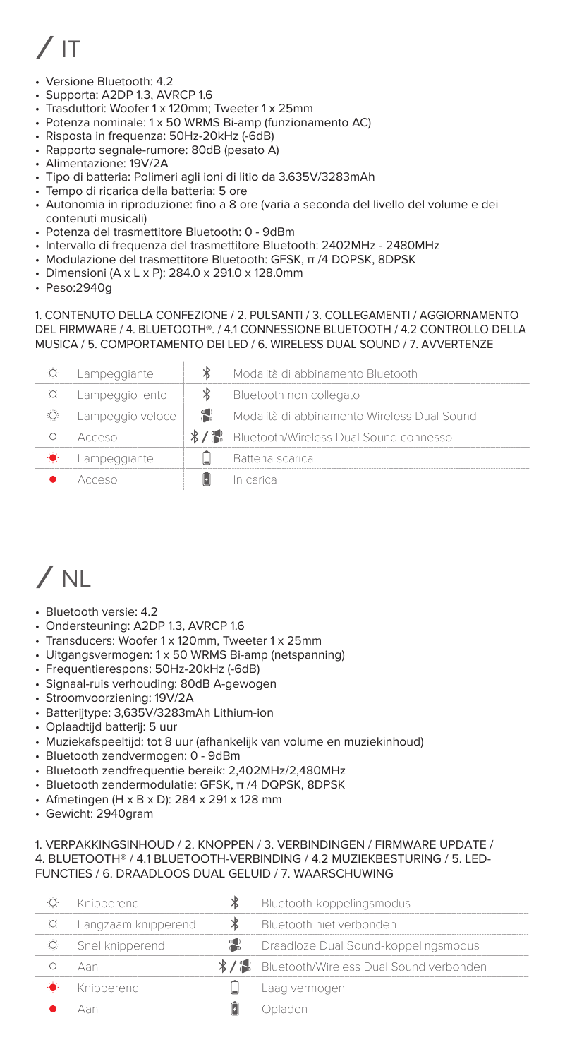# / IT

- Versione Bluetooth: 4.2
- Supporta: A2DP 1.3, AVRCP 1.6
- Trasduttori: Woofer 1 x 120mm; Tweeter 1 x 25mm
- Potenza nominale: 1 x 50 WRMS Bi-amp (funzionamento AC)
- Risposta in frequenza: 50Hz-20kHz (-6dB)
- Rapporto segnale-rumore: 80dB (pesato A)
- Alimentazione: 19V/2A
- Tipo di batteria: Polimeri agli ioni di litio da 3.635V/3283mAh
- Tempo di ricarica della batteria: 5 ore
- Autonomia in riproduzione: fino a 8 ore (varia a seconda del livello del volume e dei contenuti musicali)
- Potenza del trasmettitore Bluetooth: 0 - 9dBm
- Intervallo di frequenza del trasmettitore Bluetooth: 2402MHz - 2480MHz
- Modulazione del trasmettitore Bluetooth: GFSK, π /4 DQPSK, 8DPSK
- Dimensioni (A x L x P): 284.0 x 291.0 x 128.0mm
- Peso:2940g

1. CONTENUTO DELLA CONFEZIONE / 2. PULSANTI / 3. COLLEGAMENTI / AGGIORNAMENTO DEL FIRMWARE / 4. BLUETOOTH®. / 4.1 CONNESSIONE BLUETOOTH / 4.2 CONTROLLO DELLA MUSICA / 5. COMPORTAMENTO DEI LED / 6. WIRELESS DUAL SOUND / 7. AVVERTENZE

| | | | |
|---|---|---|---|
| ☼ | Lampeggiante | ✱ | Modalità di abbinamento Bluetooth |
| ○ | Lampeggio lento | ✱ | Bluetooth non collegato |
| ☼ | Lampeggio veloce | 🔊 | Modalità di abbinamento Wireless Dual Sound |
| ○ | Acceso | ✱ / 🔊 | Bluetooth/Wireless Dual Sound connesso |
| ● | Lampeggiante | 🔋 | Batteria scarica |
| ● | Acceso | 🔋 | In carica |

# / NL

- Bluetooth versie: 4.2
- Ondersteuning: A2DP 1.3, AVRCP 1.6
- Transducers: Woofer 1 x 120mm, Tweeter 1 x 25mm
- Uitgangsvermogen: 1 x 50 WRMS Bi-amp (netspanning)
- Frequentierespons: 50Hz-20kHz (-6dB)
- Signaal-ruis verhouding: 80dB A-gewogen
- Stroomvoorziening: 19V/2A
- Batterijtype: 3,635V/3283mAh Lithium-ion
- Oplaadtijd batterij: 5 uur
- Muziekafspeeltijd: tot 8 uur (afhankelijk van volume en muziekinhoud)
- Bluetooth zendvermogen: 0 - 9dBm
- Bluetooth zendfrequentie bereik: 2,402MHz/2,480MHz
- Bluetooth zendermodulatie: GFSK, π /4 DQPSK, 8DPSK
- Afmetingen (H x B x D): 284 x 291 x 128 mm
- Gewicht: 2940gram

1. VERPAKKINGSINHOUD / 2. KNOPPEN / 3. VERBINDINGEN / FIRMWARE UPDATE / 4. BLUETOOTH® / 4.1 BLUETOOTH-VERBINDING / 4.2 MUZIEKBESTURING / 5. LED-FUNCTIES / 6. DRAADLOOS DUAL GELUID / 7. WAARSCHUWING

| | | | |
|---|---|---|---|
| ☼ | Knipperend | ✱ | Bluetooth-koppelingsmodus |
| ○ | Langzaam knipperend | ✱ | Bluetooth niet verbonden |
| ☼ | Snel knipperend | 🔊 | Draadloze Dual Sound-koppelingsmodus |
| ○ | Aan | ✱ / 🔊 | Bluetooth/Wireless Dual Sound verbonden |
| ● | Knipperend | 🔋 | Laag vermogen |
| ● | Aan | 🔋 | Opladen |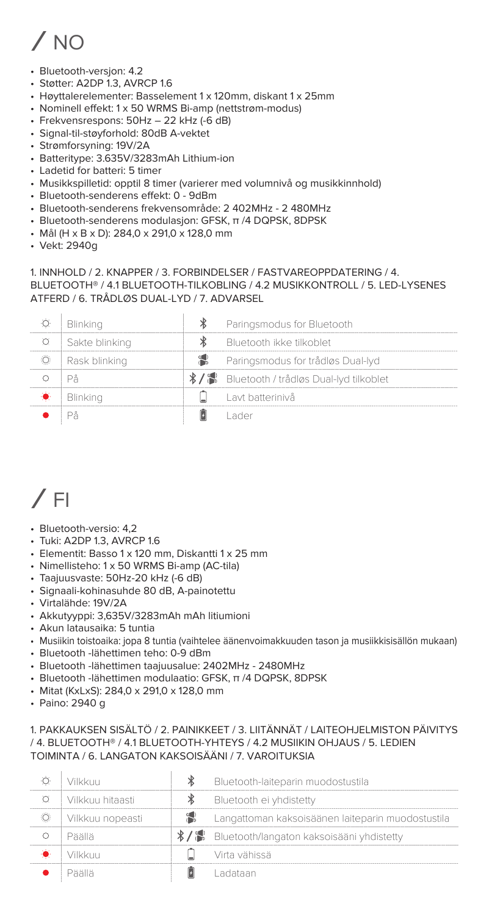# / NO

- Bluetooth-versjon: 4.2
- Støtter: A2DP 1.3, AVRCP 1.6
- Høyttalerelementer: Basselement 1 x 120mm, diskant 1 x 25mm
- Nominell effekt: 1 x 50 WRMS Bi-amp (nettstrøm-modus)
- Frekvensrespons: 50Hz – 22 kHz (-6 dB)
- Signal-til-støyforhold: 80dB A-vektet
- Strømforsyning: 19V/2A
- Batteritype: 3.635V/3283mAh Lithium-ion
- Ladetid for batteri: 5 timer
- Musikkspilletid: opptil 8 timer (varierer med volumnivå og musikkinnhold)
- Bluetooth-senderens effekt: 0 - 9dBm
- Bluetooth-senderens frekvensområde: 2 402MHz - 2 480MHz
- Bluetooth-senderens modulasjon: GFSK, π /4 DQPSK, 8DPSK
- Mål (H x B x D): 284,0 x 291,0 x 128,0 mm
- Vekt: 2940g

1. INNHOLD / 2. KNAPPER / 3. FORBINDELSER / FASTVAREOPPDATERING / 4. BLUETOOTH® / 4.1 BLUETOOTH-TILKOBLING / 4.2 MUSIKKONTROLL / 5. LED-LYSENES ATFERD / 6. TRÅDLØS DUAL-LYD / 7. ADVARSEL

| | | | |
|---|---|---|---|
| ☼ | Blinking | ✱ | Paringsmodus for Bluetooth |
| ○ | Sakte blinking | ✱ | Bluetooth ikke tilkoblet |
| ☼ | Rask blinking | | Paringsmodus for trådløs Dual-lyd |
| ○ | På | ✱ / | Bluetooth / trådløs Dual-lyd tilkoblet |
| ● | Blinking | | Lavt batterinivå |
| ● | På | | Lader |

# / FI

- Bluetooth-versio: 4,2
- Tuki: A2DP 1.3, AVRCP 1.6
- Elementit: Basso 1 x 120 mm, Diskantti 1 x 25 mm
- Nimellisteho: 1 x 50 WRMS Bi-amp (AC-tila)
- Taajuusvaste: 50Hz-20 kHz (-6 dB)
- Signaali-kohinasuhde 80 dB, A-painotettu
- Virtalähde: 19V/2A
- Akkutyyppi: 3,635V/3283mAh mAh litiumioni
- Akun latausaika: 5 tuntia
- Musiikin toistoaika: jopa 8 tuntia (vaihtelee äänenvoimakkuuden tason ja musiikkisisällön mukaan)
- Bluetooth -lähettimen teho: 0-9 dBm
- Bluetooth -lähettimen taajuusalue: 2402MHz - 2480MHz
- Bluetooth -lähettimen modulaatio: GFSK, π /4 DQPSK, 8DPSK
- Mitat (KxLxS): 284,0 x 291,0 x 128,0 mm
- Paino: 2940 g

1. PAKKAUKSEN SISÄLTÖ / 2. PAINIKKEET / 3. LIITÄNNÄT / LAITEOHJELMISTON PÄIVITYS / 4. BLUETOOTH® / 4.1 BLUETOOTH-YHTEYS / 4.2 MUSIIKIN OHJAUS / 5. LEDIEN TOIMINTA / 6. LANGATON KAKSOISÄÄNI / 7. VAROITUKSIA

| | | | |
|---|---|---|---|
| ☼ | Vilkkuu | ✱ | Bluetooth-laiteparin muodostustila |
| ○ | Vilkkuu hitaasti | ✱ | Bluetooth ei yhdistetty |
| ☼ | Vilkkuu nopeasti | | Langattoman kaksoisäänen laiteparin muodostustila |
| ○ | Päällä | ✱ / | Bluetooth/langaton kaksoisääni yhdistetty |
| ● | Vilkkuu | | Virta vähissä |
| ● | Päällä | | Ladataan |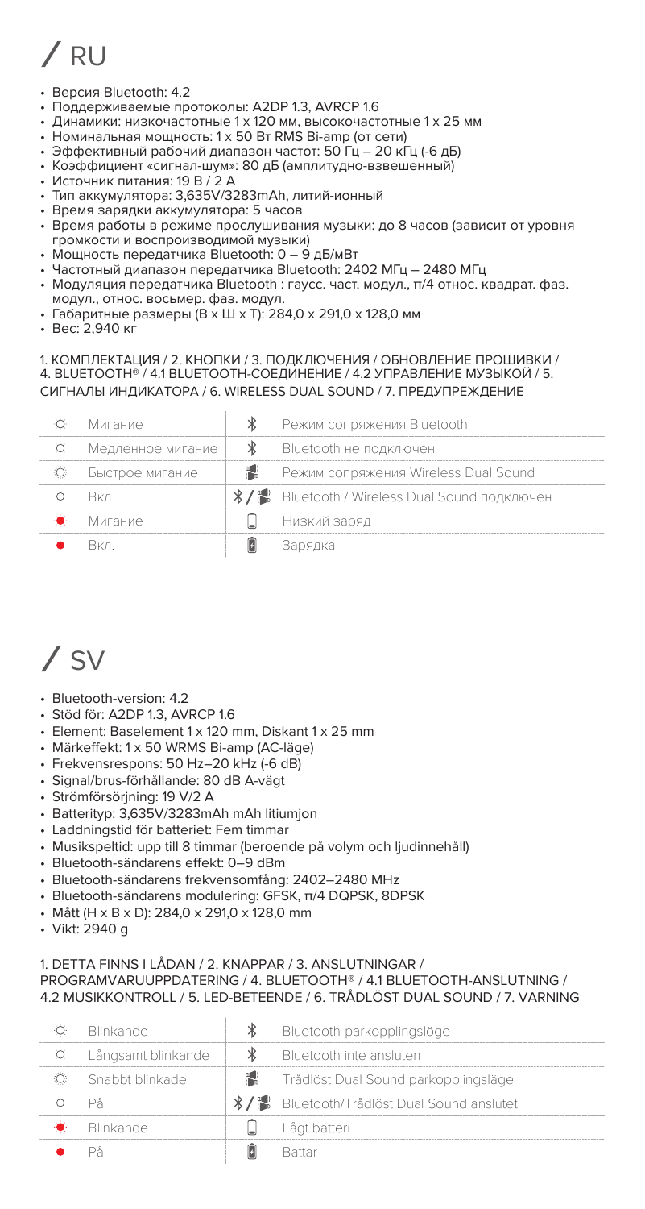# / RU

- Версия Bluetooth: 4.2
- Поддерживаемые протоколы: A2DP 1.3, AVRCP 1.6
- Динамики: низкочастотные 1 x 120 мм, высокочастотные 1 x 25 мм
- Номинальная мощность: 1 x 50 Вт RMS Bi-amp (от сети)
- Эффективный рабочий диапазон частот: 50 Гц – 20 кГц (-6 дБ)
- Коэффициент «сигнал-шум»: 80 дБ (амплитудно-взвешенный)
- Источник питания: 19 В / 2 А
- Тип аккумулятора: 3,635V/3283mAh, литий-ионный
- Время зарядки аккумулятора: 5 часов
- Время работы в режиме прослушивания музыки: до 8 часов (зависит от уровня громкости и воспроизводимой музыки)
- Мощность передатчика Bluetooth: 0 – 9 дБ/мВт
- Частотный диапазон передатчика Bluetooth: 2402 МГц – 2480 МГц
- Модуляция передатчика Bluetooth : гаусс. част. модул., π/4 относ. квадрат. фаз. модул., относ. восьмер. фаз. модул.
- Габаритные размеры (В x Ш x Т): 284,0 x 291,0 x 128,0 мм
- Вес: 2,940 кг

1. КОМПЛЕКТАЦИЯ / 2. КНОПКИ / 3. ПОДКЛЮЧЕНИЯ / ОБНОВЛЕНИЕ ПРОШИВКИ / 4. BLUETOOTH® / 4.1 BLUETOOTH-СОЕДИНЕНИЕ / 4.2 УПРАВЛЕНИЕ МУЗЫКОЙ / 5. СИГНАЛЫ ИНДИКАТОРА / 6. WIRELESS DUAL SOUND / 7. ПРЕДУПРЕЖДЕНИЕ

| | | | |
|---|---|---|---|
| ○ | Мигание | ✱ | Режим сопряжения Bluetooth |
| ○ | Медленное мигание | ✱ | Bluetooth не подключен |
| ○ | Быстрое мигание | | Режим сопряжения Wireless Dual Sound |
| ○ | Вкл. | ✱ / | Bluetooth / Wireless Dual Sound подключен |
| ● | Мигание | | Низкий заряд |
| ● | Вкл. | | Зарядка |

# / SV

- Bluetooth-version: 4.2
- Stöd för: A2DP 1.3, AVRCP 1.6
- Element: Baselement 1 x 120 mm, Diskant 1 x 25 mm
- Märkeffekt: 1 x 50 WRMS Bi-amp (AC-läge)
- Frekvensrespons: 50 Hz–20 kHz (-6 dB)
- Signal/brus-förhållande: 80 dB A-vägt
- Strömförsörjning: 19 V/2 A
- Batterityp: 3,635V/3283mAh mAh litiumjon
- Laddningstid för batteriet: Fem timmar
- Musikspeltid: upp till 8 timmar (beroende på volym och ljudinnehåll)
- Bluetooth-sändarens effekt: 0–9 dBm
- Bluetooth-sändarens frekvensomfång: 2402–2480 MHz
- Bluetooth-sändarens modulering: GFSK, π/4 DQPSK, 8DPSK
- Mått (H x B x D): 284,0 x 291,0 x 128,0 mm
- Vikt: 2940 g

1. DETTA FINNS I LÅDAN / 2. KNAPPAR / 3. ANSLUTNINGAR / PROGRAMVARUUPPDATERING / 4. BLUETOOTH® / 4.1 BLUETOOTH-ANSLUTNING / 4.2 MUSIKKONTROLL / 5. LED-BETEENDE / 6. TRÅDLÖST DUAL SOUND / 7. VARNING

| | | | |
|---|---|---|---|
| ○ | Blinkande | ✱ | Bluetooth-parkopplingsläge |
| ○ | Långsamt blinkande | ✱ | Bluetooth inte ansluten |
| ○ | Snabbt blinkade | | Trådlöst Dual Sound parkopplingsläge |
| ○ | På | ✱ / | Bluetooth/Trådlöst Dual Sound anslutet |
| ● | Blinkande | | Lågt batteri |
| ● | På | | Battar |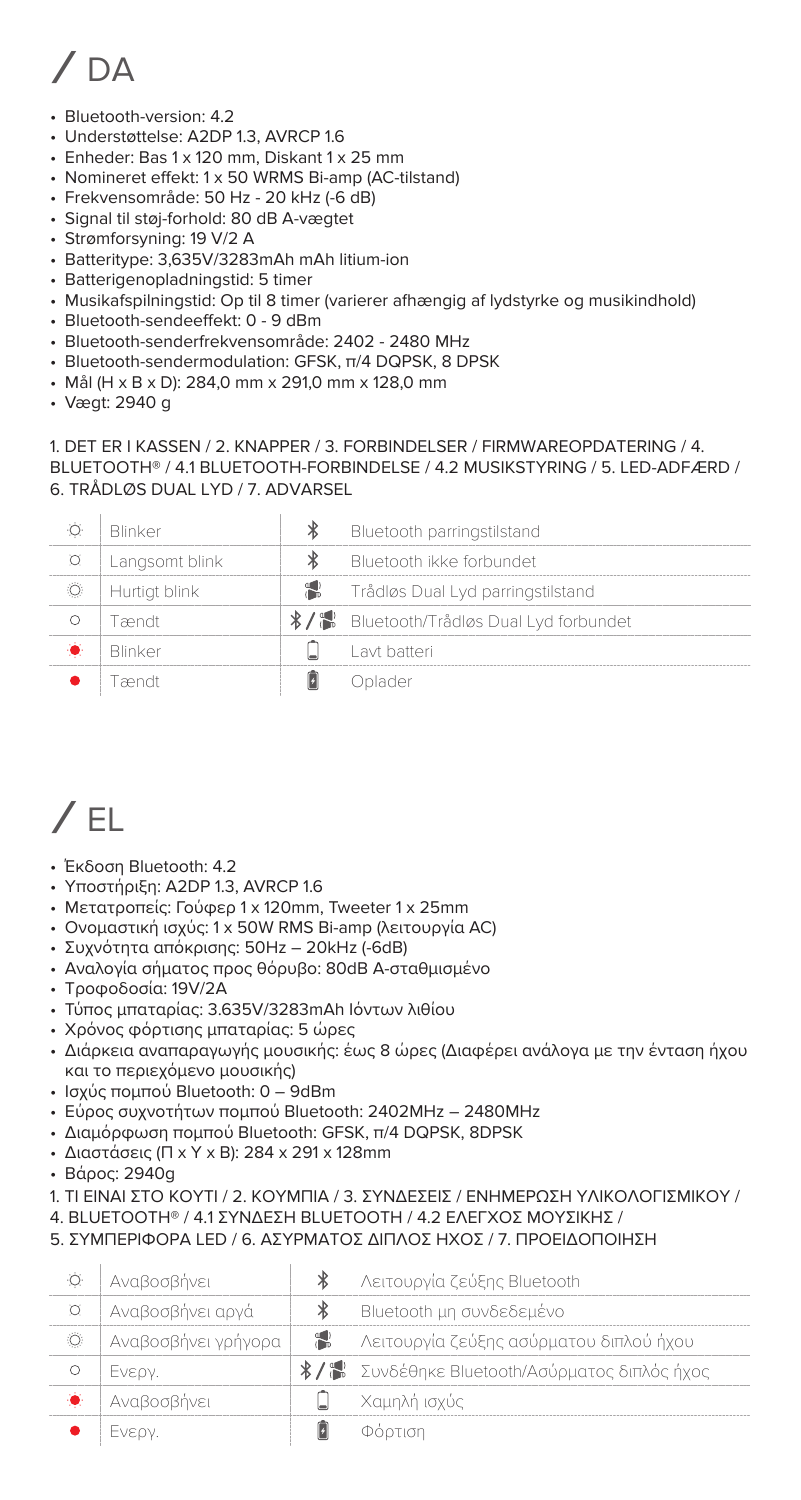# / DA

- Bluetooth-version: 4.2
- Understøttelse: A2DP 1.3, AVRCP 1.6
- Enheder: Bas 1 x 120 mm, Diskant 1 x 25 mm
- Nomineret effekt: 1 x 50 WRMS Bi-amp (AC-tilstand)
- Frekvensområde: 50 Hz - 20 kHz (-6 dB)
- Signal til støj-forhold: 80 dB A-vægtet
- Strømforsyning: 19 V/2 A
- Batteritype: 3,635V/3283mAh mAh litium-ion
- Batterigenopladningstid: 5 timer
- Musikafspilningstid: Op til 8 timer (varierer afhængig af lydstyrke og musikindhold)
- Bluetooth-sendeeffekt: 0 - 9 dBm
- Bluetooth-senderfrekvensområde: 2402 - 2480 MHz
- Bluetooth-sendermodulation: GFSK, π/4 DQPSK, 8 DPSK
- Mål (H x B x D): 284,0 mm x 291,0 mm x 128,0 mm
- Vægt: 2940 g

1. DET ER I KASSEN / 2. KNAPPER / 3. FORBINDELSER / FIRMWAREOPDATERING / 4. BLUETOOTH® / 4.1 BLUETOOTH-FORBINDELSE / 4.2 MUSIKSTYRING / 5. LED-ADFÆRD / 6. TRÅDLØS DUAL LYD / 7. ADVARSEL

| | | | |
|---|---|---|---|
| ○ | Blinker | ✱ | Bluetooth parringstilstand |
| ○ | Langsomt blink | ✱ | Bluetooth ikke forbundet |
| ○ | Hurtigt blink | | Trådløs Dual Lyd parringstilstand |
| ○ | Tændt | ✱ / | Bluetooth/Trådløs Dual Lyd forbundet |
| ● | Blinker | | Lavt batteri |
| ● | Tændt | | Oplader |

# / EL

- Έκδοση Bluetooth: 4.2
- Υποστήριξη: A2DP 1.3, AVRCP 1.6
- Μετατροπείς: Γούφερ 1 x 120mm, Tweeter 1 x 25mm
- Ονομαστική ισχύς: 1 x 50W RMS Bi-amp (λειτουργία AC)
- Συχνότητα απόκρισης: 50Hz – 20kHz (-6dB)
- Αναλογία σήματος προς θόρυβο: 80dB A-σταθμισμένο
- Τροφοδοσία: 19V/2A
- Τύπος μπαταρίας: 3.635V/3283mAh Ιόντων λιθίου
- Χρόνος φόρτισης μπαταρίας: 5 ώρες
- Διάρκεια αναπαραγωγής μουσικής: έως 8 ώρες (Διαφέρει ανάλογα με την ένταση ήχου και το περιεχόμενο μουσικής)
- Ισχύς πομπού Bluetooth: 0 – 9dBm
- Εύρος συχνοτήτων πομπού Bluetooth: 2402MHz – 2480MHz
- Διαμόρφωση πομπού Bluetooth: GFSK, π/4 DQPSK, 8DPSK
- Διαστάσεις (Π x Υ x Β): 284 x 291 x 128mm
- Βάρος: 2940g

1. ΤΙ ΕΙΝΑΙ ΣΤΟ ΚΟΥΤΙ / 2. ΚΟΥΜΠΙΑ / 3. ΣΥΝΔΕΣΕΙΣ / ΕΝΗΜΕΡΩΣΗ ΥΛΙΚΟΛΟΓΙΣΜΙΚΟΥ / 4. BLUETOOTH® / 4.1 ΣΥΝΔΕΣΗ BLUETOOTH / 4.2 ΕΛΕΓΧΟΣ ΜΟΥΣΙΚΗΣ / 5. ΣΥΜΠΕΡΙΦΟΡΑ LED / 6. ΑΣΥΡΜΑΤΟΣ ΔΙΠΛΟΣ ΗΧΟΣ / 7. ΠΡΟΕΙΔΟΠΟΙΗΣΗ

| | | | |
|---|---|---|---|
| ○ | Αναβοσβήνει | ✱ | Λειτουργία ζεύξης Bluetooth |
| ○ | Αναβοσβήνει αργά | ✱ | Bluetooth μη συνδεδεμένο |
| ○ | Αναβοσβήνει γρήγορα | | Λειτουργία ζεύξης ασύρματου διπλού ήχου |
| ○ | Ενεργ. | ✱ / | Συνδέθηκε Bluetooth/Ασύρματος διπλός ήχος |
| ● | Αναβοσβήνει | | Χαμηλή ισχύς |
| ● | Ενεργ. | | Φόρτιση |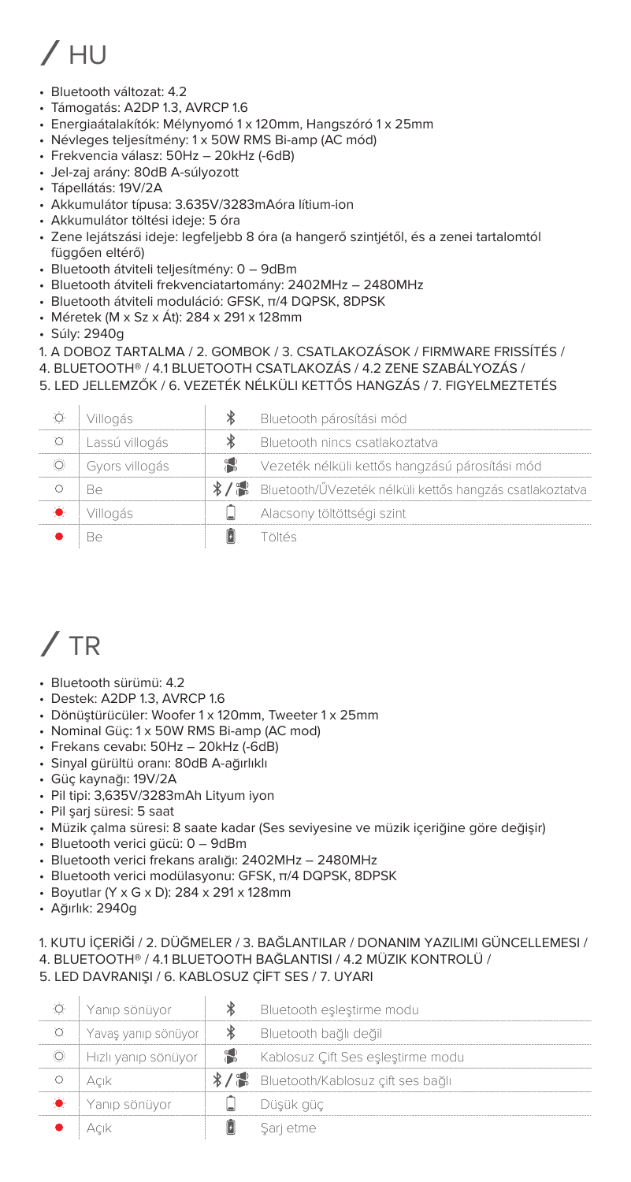# / HU

- Bluetooth változat: 4.2
- Támogatás: A2DP 1.3, AVRCP 1.6
- Energiaátalakítók: Mélynyomó 1 x 120mm, Hangszóró 1 x 25mm
- Névleges teljesítmény: 1 x 50W RMS Bi-amp (AC mód)
- Frekvencia válasz: 50Hz – 20kHz (-6dB)
- Jel-zaj arány: 80dB A-súlyozott
- Tápellátás: 19V/2A
- Akkumulátor típusa: 3.635V/3283mAóra lítium-ion
- Akkumulátor töltési ideje: 5 óra
- Zene lejátszási ideje: legfeljebb 8 óra (a hangerő szintjétől, és a zenei tartalomtól függően eltérő)
- Bluetooth átviteli teljesítmény: 0 – 9dBm
- Bluetooth átviteli frekvenciatartomány: 2402MHz – 2480MHz
- Bluetooth átviteli moduláció: GFSK, π/4 DQPSK, 8DPSK
- Méretek (M x Sz x Át): 284 x 291 x 128mm
- Súly: 2940g

1. A DOBOZ TARTALMA / 2. GOMBOK / 3. CSATLAKOZÁSOK / FIRMWARE FRISSÍTÉS /
4. BLUETOOTH® / 4.1 BLUETOOTH CSATLAKOZÁS / 4.2 ZENE SZABÁLYOZÁS /
5. LED JELLEMZŐK / 6. VEZETÉK NÉLKÜLI KETTŐS HANGZÁS / 7. FIGYELMEZTETÉS

| | | | |
|---|---|---|---|
| ○ | Villogás | ✱ | Bluetooth párosítási mód |
| ○ | Lassú villogás | ✱ | Bluetooth nincs csatlakoztatva |
| ○ | Gyors villogás | 🔊 | Vezeték nélküli kettős hangzású párosítási mód |
| ○ | Be | ✱ / 🔊 | Bluetooth/ŰVezeték nélküli kettős hangzás csatlakoztatva |
| ● | Villogás | 🔋 | Alacsony töltöttségi szint |
| ● | Be | 🔋 | Töltés |

# / TR

- Bluetooth sürümü: 4.2
- Destek: A2DP 1.3, AVRCP 1.6
- Dönüştürücüler: Woofer 1 x 120mm, Tweeter 1 x 25mm
- Nominal Güç: 1 x 50W RMS Bi-amp (AC mod)
- Frekans cevabı: 50Hz – 20kHz (-6dB)
- Sinyal gürültü oranı: 80dB A-ağırlıklı
- Güç kaynağı: 19V/2A
- Pil tipi: 3,635V/3283mAh Lityum iyon
- Pil şarj süresi: 5 saat
- Müzik çalma süresi: 8 saate kadar (Ses seviyesine ve müzik içeriğine göre değişir)
- Bluetooth verici gücü: 0 – 9dBm
- Bluetooth verici frekans aralığı: 2402MHz – 2480MHz
- Bluetooth verici modülasyonu: GFSK, π/4 DQPSK, 8DPSK
- Boyutlar (Y x G x D): 284 x 291 x 128mm
- Ağırlık: 2940g

1. KUTU İÇERİĞİ / 2. DÜĞMELER / 3. BAĞLANTILAR / DONANIM YAZILIMI GÜNCELLEMESİ /
4. BLUETOOTH® / 4.1 BLUETOOTH BAĞLANTISI / 4.2 MÜZİK KONTROLÜ /
5. LED DAVRANIŞI / 6. KABLOSUZ ÇİFT SES / 7. UYARI

| | | | |
|---|---|---|---|
| ○ | Yanıp sönüyor | ✱ | Bluetooth eşleştirme modu |
| ○ | Yavaş yanıp sönüyor | ✱ | Bluetooth bağlı değil |
| ○ | Hızlı yanıp sönüyor | 🔊 | Kablosuz Çift Ses eşleştirme modu |
| ○ | Açık | ✱ / 🔊 | Bluetooth/Kablosuz çift ses bağlı |
| ● | Yanıp sönüyor | 🔋 | Düşük güç |
| ● | Açık | 🔋 | Şarj etme |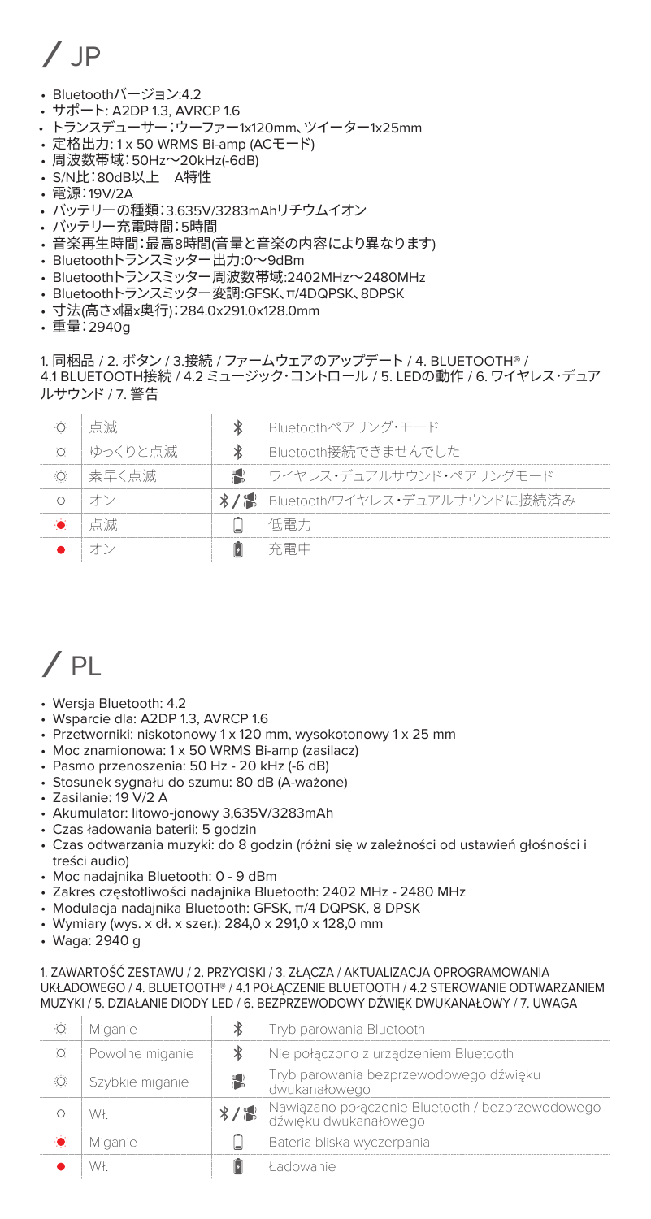# / JP

- Bluetoothバージョン:4.2
- サポート: A2DP 1.3, AVRCP 1.6
- トランスデューサー：ウーファー1x120mm、ツイーター1x25mm
- 定格出力: 1 x 50 WRMS Bi-amp (ACモード)
- 周波数帯域：50Hz～20kHz(-6dB)
- S/N比：80dB以上　A特性
- 電源：19V/2A
- バッテリーの種類：3.635V/3283mAhリチウムイオン
- バッテリー充電時間：5時間
- 音楽再生時間：最高8時間(音量と音楽の内容により異なります)
- Bluetoothトランスミッター出力:0～9dBm
- Bluetoothトランスミッター周波数帯域:2402MHz～2480MHz
- Bluetoothトランスミッター変調:GFSK、π/4DQPSK、8DPSK
- 寸法(高さx幅x奥行)：284.0x291.0x128.0mm
- 重量：2940g

1. 同梱品 / 2. ボタン / 3.接続 / ファームウェアのアップデート / 4. BLUETOOTH® / 4.1 BLUETOOTH接続 / 4.2 ミュージック・コントロール / 5. LEDの動作 / 6. ワイヤレス・デュアルサウンド / 7. 警告

| | | | |
|---|---|---|---|
| ○ | 点滅 | ✱ | Bluetoothペアリング・モード |
| ○ | ゆっくりと点滅 | ✱ | Bluetooth接続できませんでした |
| ○ | 素早く点滅 | 🔊 | ワイヤレス・デュアルサウンド・ペアリングモード |
| ○ | オン | ✱/🔊 | Bluetooth/ワイヤレス・デュアルサウンドに接続済み |
| ● | 点滅 | 🔋 | 低電力 |
| ● | オン | 🔋 | 充電中 |

# / PL

- Wersja Bluetooth: 4.2
- Wsparcie dla: A2DP 1.3, AVRCP 1.6
- Przetworniki: niskotonowy 1 x 120 mm, wysokotonowy 1 x 25 mm
- Moc znamionowa: 1 x 50 WRMS Bi-amp (zasilacz)
- Pasmo przenoszenia: 50 Hz - 20 kHz (-6 dB)
- Stosunek sygnału do szumu: 80 dB (A-ważone)
- Zasilanie: 19 V/2 A
- Akumulator: litowo-jonowy 3,635V/3283mAh
- Czas ładowania baterii: 5 godzin
- Czas odtwarzania muzyki: do 8 godzin (różni się w zależności od ustawień głośności i treści audio)
- Moc nadajnika Bluetooth: 0 - 9 dBm
- Zakres częstotliwości nadajnika Bluetooth: 2402 MHz - 2480 MHz
- Modulacja nadajnika Bluetooth: GFSK, π/4 DQPSK, 8 DPSK
- Wymiary (wys. x dł. x szer.): 284,0 x 291,0 x 128,0 mm
- Waga: 2940 g

1. ZAWARTOŚĆ ZESTAWU / 2. PRZYCISKI / 3. ZŁĄCZA / AKTUALIZACJA OPROGRAMOWANIA UKŁADOWEGO / 4. BLUETOOTH® / 4.1 POŁĄCZENIE BLUETOOTH / 4.2 STEROWANIE ODTWARZANIEM MUZYKI / 5. DZIAŁANIE DIODY LED / 6. BEZPRZEWODOWY DŹWIĘK DWUKANAŁOWY / 7. UWAGA

| | | | |
|---|---|---|---|
| ○ | Miganie | ✱ | Tryb parowania Bluetooth |
| ○ | Powolne miganie | ✱ | Nie połączono z urządzeniem Bluetooth |
| ○ | Szybkie miganie | 🔊 | Tryb parowania bezprzewodowego dźwięku dwukanałowego |
| ○ | Wł. | ✱/🔊 | Nawiązano połączenie Bluetooth / bezprzewodowego dźwięku dwukanałowego |
| ● | Miganie | 🔋 | Bateria bliska wyczerpania |
| ● | Wł. | 🔋 | Ładowanie |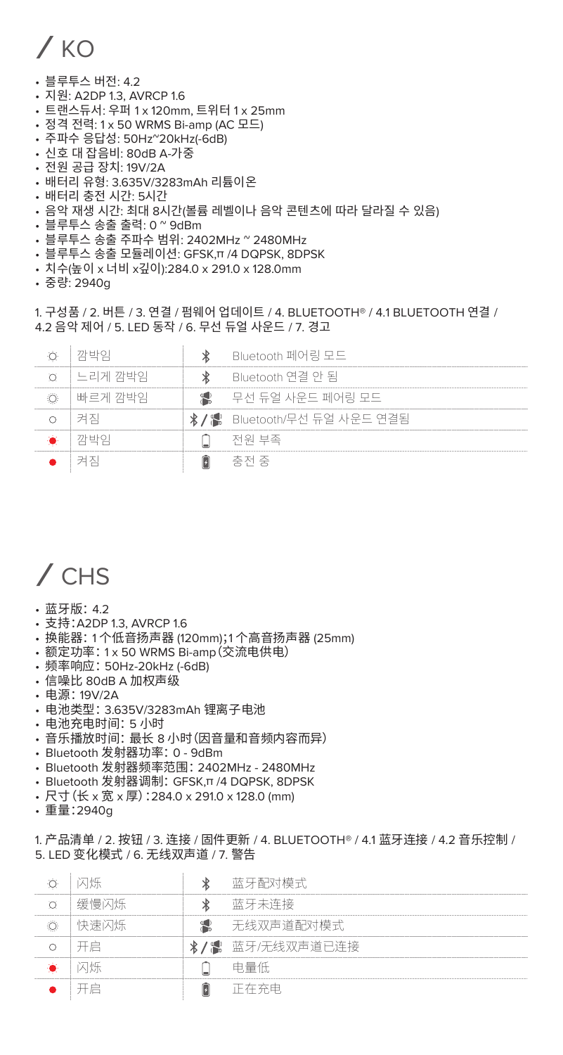# / KO

- 블루투스 버전: 4.2
- 지원: A2DP 1.3, AVRCP 1.6
- 트랜스듀서: 우퍼 1 x 120mm, 트위터 1 x 25mm
- 정격 전력: 1 x 50 WRMS Bi-amp (AC 모드)
- 주파수 응답성: 50Hz~20kHz(-6dB)
- 신호 대 잡음비: 80dB A-가중
- 전원 공급 장치: 19V/2A
- 배터리 유형: 3.635V/3283mAh 리튬이온
- 배터리 충전 시간: 5시간
- 음악 재생 시간: 최대 8시간(볼륨 레벨이나 음악 콘텐츠에 따라 달라질 수 있음)
- 블루투스 송출 출력: 0 ~ 9dBm
- 블루투스 송출 주파수 범위: 2402MHz ~ 2480MHz
- 블루투스 송출 모듈레이션: GFSK,π /4 DQPSK, 8DPSK
- 치수(높이 x 너비 x깊이):284.0 x 291.0 x 128.0mm
- 중량: 2940g

1. 구성품 / 2. 버튼 / 3. 연결 / 펌웨어 업데이트 / 4. BLUETOOTH® / 4.1 BLUETOOTH 연결 / 4.2 음악 제어 / 5. LED 동작 / 6. 무선 듀얼 사운드 / 7. 경고

| LED | 상태 | 아이콘 | 설명 |
|---|---|---|---|
| ○ | 깜박임 | ✻ | Bluetooth 페어링 모드 |
| ○ | 느리게 깜박임 | ✻ | Bluetooth 연결 안 됨 |
| ○ | 빠르게 깜박임 | 🔊 | 무선 듀얼 사운드 페어링 모드 |
| ○ | 켜짐 | ✻/🔊 | Bluetooth/무선 듀얼 사운드 연결됨 |
| ● | 깜박임 | 🔋 | 전원 부족 |
| ● | 켜짐 | 🔋 | 충전 중 |

# / CHS

- 蓝牙版：4.2
- 支持：A2DP 1.3, AVRCP 1.6
- 换能器：1个低音扬声器 (120mm)；1个高音扬声器 (25mm)
- 额定功率：1 x 50 WRMS Bi-amp（交流电供电）
- 频率响应：50Hz-20kHz (-6dB)
- 信噪比 80dB A 加权声级
- 电源：19V/2A
- 电池类型：3.635V/3283mAh 锂离子电池
- 电池充电时间：5 小时
- 音乐播放时间：最长 8 小时（因音量和音频内容而异）
- Bluetooth 发射器功率：0 - 9dBm
- Bluetooth 发射器频率范围：2402MHz - 2480MHz
- Bluetooth 发射器调制：GFSK,π /4 DQPSK, 8DPSK
- 尺寸（长 x 宽 x 厚）：284.0 x 291.0 x 128.0 (mm)
- 重量：2940g

1. 产品清单 / 2. 按钮 / 3. 连接 / 固件更新 / 4. BLUETOOTH® / 4.1 蓝牙连接 / 4.2 音乐控制 / 5. LED 变化模式 / 6. 无线双声道 / 7. 警告

| LED | 状态 | 图标 | 说明 |
|---|---|---|---|
| ○ | 闪烁 | ✻ | 蓝牙配对模式 |
| ○ | 缓慢闪烁 | ✻ | 蓝牙未连接 |
| ○ | 快速闪烁 | 🔊 | 无线双声道配对模式 |
| ○ | 开启 | ✻/🔊 | 蓝牙/无线双声道已连接 |
| ● | 闪烁 | 🔋 | 电量低 |
| ● | 开启 | 🔋 | 正在充电 |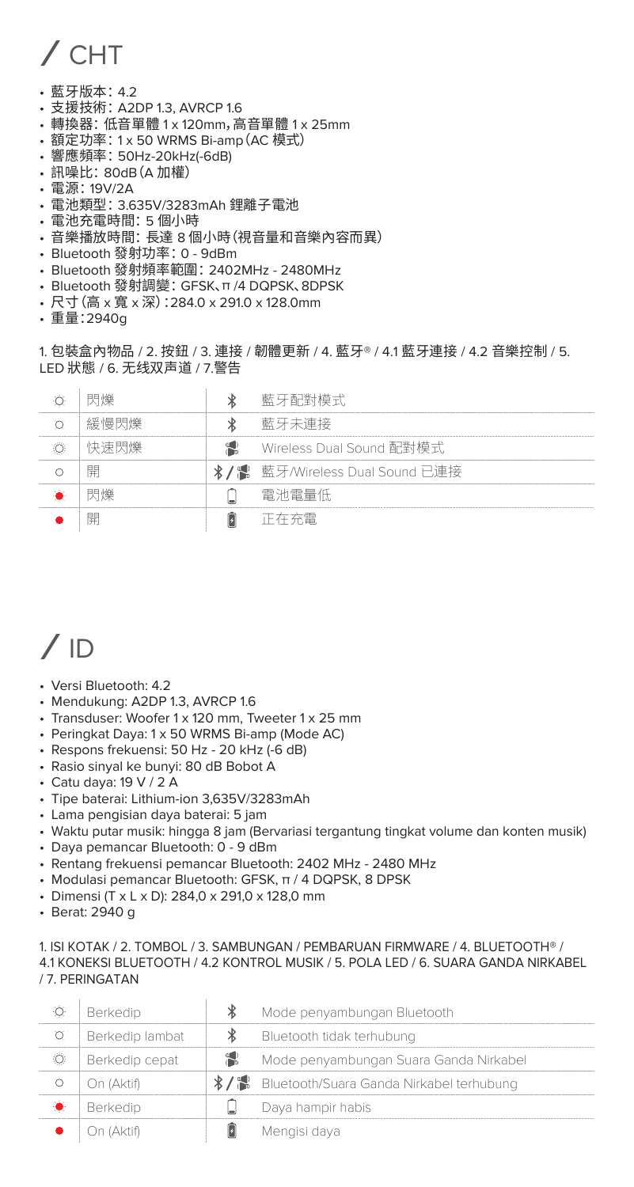# / CHT

- 藍牙版本：4.2
- 支援技術：A2DP 1.3, AVRCP 1.6
- 轉換器：低音單體 1 x 120mm，高音單體 1 x 25mm
- 額定功率：1 x 50 WRMS Bi-amp（AC 模式）
- 響應頻率：50Hz-20kHz(-6dB)
- 訊噪比：80dB（A 加權）
- 電源：19V/2A
- 電池類型：3.635V/3283mAh 鋰離子電池
- 電池充電時間：5 個小時
- 音樂播放時間：長達 8 個小時（視音量和音樂內容而異）
- Bluetooth 發射功率：0 - 9dBm
- Bluetooth 發射頻率範圍：2402MHz - 2480MHz
- Bluetooth 發射調變：GFSK、π /4 DQPSK、8DPSK
- 尺寸（高 x 寬 x 深）：284.0 x 291.0 x 128.0mm
- 重量：2940g

1. 包裝盒內物品 / 2. 按鈕 / 3. 連接 / 韌體更新 / 4. 藍牙® / 4.1 藍牙連接 / 4.2 音樂控制 / 5. LED 狀態 / 6. 无线双声道 / 7.警告

| | | | |
|---|---|---|---|
| ☼ | 閃爍 | ✱ | 藍牙配對模式 |
| ○ | 緩慢閃爍 | ✱ | 藍牙未連接 |
| ☼ | 快速閃爍 | 🔊 | Wireless Dual Sound 配對模式 |
| ○ | 開 | ✱/🔊 | 藍牙/Wireless Dual Sound 已連接 |
| ● (閃爍) | 閃爍 | 🔋 | 電池電量低 |
| ● | 開 | 🔋 | 正在充電 |

# / ID

- Versi Bluetooth: 4.2
- Mendukung: A2DP 1.3, AVRCP 1.6
- Transduser: Woofer 1 x 120 mm, Tweeter 1 x 25 mm
- Peringkat Daya: 1 x 50 WRMS Bi-amp (Mode AC)
- Respons frekuensi: 50 Hz - 20 kHz (-6 dB)
- Rasio sinyal ke bunyi: 80 dB Bobot A
- Catu daya: 19 V / 2 A
- Tipe baterai: Lithium-ion 3,635V/3283mAh
- Lama pengisian daya baterai: 5 jam
- Waktu putar musik: hingga 8 jam (Bervariasi tergantung tingkat volume dan konten musik)
- Daya pemancar Bluetooth: 0 - 9 dBm
- Rentang frekuensi pemancar Bluetooth: 2402 MHz - 2480 MHz
- Modulasi pemancar Bluetooth: GFSK, π / 4 DQPSK, 8 DPSK
- Dimensi (T x L x D): 284,0 x 291,0 x 128,0 mm
- Berat: 2940 g

1. ISI KOTAK / 2. TOMBOL / 3. SAMBUNGAN / PEMBARUAN FIRMWARE / 4. BLUETOOTH® / 4.1 KONEKSI BLUETOOTH / 4.2 KONTROL MUSIK / 5. POLA LED / 6. SUARA GANDA NIRKABEL / 7. PERINGATAN

| | | | |
|---|---|---|---|
| ☼ | Berkedip | ✱ | Mode penyambungan Bluetooth |
| ○ | Berkedip lambat | ✱ | Bluetooth tidak terhubung |
| ☼ | Berkedip cepat | 🔊 | Mode penyambungan Suara Ganda Nirkabel |
| ○ | On (Aktif) | ✱/🔊 | Bluetooth/Suara Ganda Nirkabel terhubung |
| ● (berkedip) | Berkedip | 🔋 | Daya hampir habis |
| ● | On (Aktif) | 🔋 | Mengisi daya |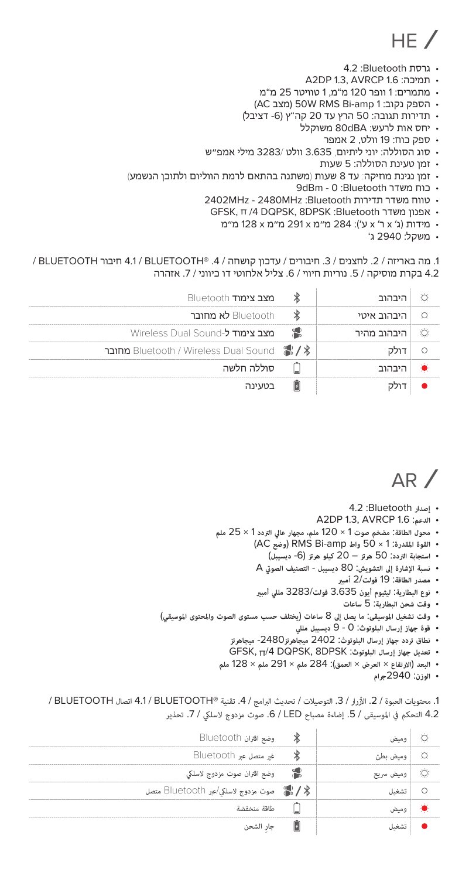# HE /

- גרסת Bluetooth: 4.2
- תמיכה: A2DP 1.3, AVRCP 1.6
- מתמרים: 1 וופר 120 מ"מ, 1 טוויטר 25 מ"מ
- הספק נקוב: 50W RMS Bi-amp 1 (מצב AC)
- תדירות תגובה: 50 הרץ עד 20 קה"ץ (6- דציבל)
- יחס אות לרעש: 80dBA משוקלל
- ספק כוח: 19 וולט, 2 אמפר
- סוג הסוללה: יוני ליתיום, 3.635 וולט /3283 מילי אמפ"ש
- זמן טעינת הסוללה: 5 שעות
- זמן נגינת מוזיקה: עד 8 שעות (משתנה בהתאם לרמת הווליום ולתוכן הנשמע)
- כוח משדר Bluetooth: 0 - 9dBm
- טווח משדר תדירות Bluetooth: 2402MHz - 2480MHz
- אפנון משדר Bluetooth: GFSK, π /4 DQPSK, 8DPSK
- מידות (ג' x ר' x ע'): 284 מ"מ x 291 מ"מ x 128 מ"מ
- משקל: 2940 ג'

1. מה באריזה / 2. לחצנים / 3. חיבורים / עדכון קושחה / 4. ®BLUETOOTH / 4.1 חיבור BLUETOOTH / 4.2 בקרת מוסיקה / 5. נוריות חיווי / 6. צליל אלחוטי דו כיווני / 7. אזהרה

| | | | |
|---|---|---|---|
| ○ | היבהוב | ✱ | מצב צימוד Bluetooth |
| ○ | היבהוב איטי | ✱ | Bluetooth לא מחובר |
| ○ | היבהוב מהיר | | מצב צימוד ל-Wireless Dual Sound |
| ○ | דולק | ✱ / | Bluetooth / Wireless Dual Sound מחובר |
| ● | היבהוב | | סוללה חלשה |
| ● | דולק | | בטעינה |

# AR /

- إصدار Bluetooth: 4.2
- الدعم: A2DP 1.3, AVRCP 1.6
- محول الطاقة: مضخم صوت 1 × 120 ملم، مجهار عالي التردد 1 × 25 ملم
- القوة المقدرة: 1 × 50 واط RMS Bi-amp (وضع AC)
- استجابة التردد: 50 هرتز – 20 كيلو هرتز (6- ديسيبل)
- نسبة الإشارة إلى التشويش: 80 ديسيبل - التصنيف الصوتي A
- مصدر الطاقة: 19 فولت/2 أمبير
- نوع البطارية: ليثيوم أيون 3.635 فولت/3283 مللي أمبير
- وقت شحن البطارية: 5 ساعات
- وقت تشغيل الموسيقى: ما يصل إلى 8 ساعات (يختلف حسب مستوى الصوت والمحتوى الموسيقي)
- قوة جهاز إرسال البلوتوث: 0 - 9 ديسيبل مللي
- نطاق تردد جهاز إرسال البلوتوث: 2402 ميجاهرتز-2480 ميجاهرتز
- تعديل جهاز إرسال البلوتوث: GFSK, π/4 DQPSK, 8DPSK
- البعد (الارتفاع × العرض × العمق): 284 ملم × 291 ملم × 128 ملم
- الوزن: 2940جرام

1. محتويات العبوة / 2. الأزرار / 3. التوصيلات / تحديث البرامج / 4. تقنية ®BLUETOOTH / 4.1 اتصال BLUETOOTH / 4.2 التحكم في الموسيقى / 5. إضاءة مصباح LED / 6. صوت مزدوج لاسلكي / 7. تحذير

| | | | |
|---|---|---|---|
| ○ | وميض | ✱ | وضع اقتران Bluetooth |
| ○ | وميض بطئ | ✱ | غير متصل عبر Bluetooth |
| ○ | وميض سريع | | وضع اقتران صوت مزدوج لاسلكي |
| ○ | تشغيل | ✱ / | صوت مزدوج لاسلكي/عبر Bluetooth متصل |
| ● | وميض | | طاقة منخفضة |
| ● | تشغيل | | جارِ الشحن |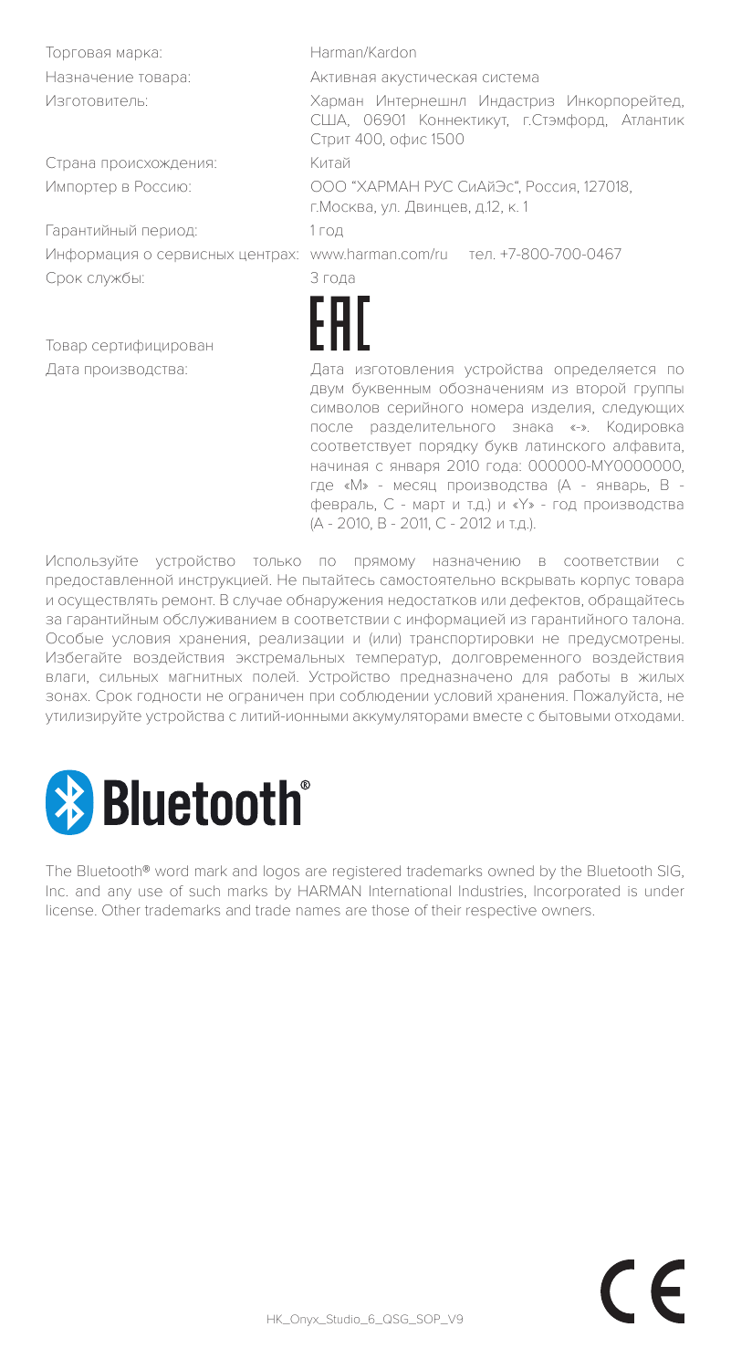| | |
|---|---|
| Торговая марка: | Harman/Kardon |
| Назначение товара: | Активная акустическая система |
| Изготовитель: | Харман Интернешнл Индастриз Инкорпорейтед, США, 06901 Коннектикут, г.Стэмфорд, Атлантик Стрит 400, офис 1500 |
| Страна происхождения: | Китай |
| Импортер в Россию: | ООО "ХАРМАН РУС СиАйЭс", Россия, 127018, г.Москва, ул. Двинцев, д.12, к. 1 |
| Гарантийный период: | 1 год |
| Информация о сервисных центрах: | www.harman.com/ru тел. +7-800-700-0467 |
| Срок службы: | 3 года |
| Товар сертифицирован | EAC |
| Дата производства: | Дата изготовления устройства определяется по двум буквенным обозначениям из второй группы символов серийного номера изделия, следующих после разделительного знака «-». Кодировка соответствует порядку букв латинского алфавита, начиная с января 2010 года: 000000-MY0000000, где «M» - месяц производства (А - январь, B - февраль, C - март и т.д.) и «Y» - год производства (A - 2010, B - 2011, C - 2012 и т.д.). |

Используйте устройство только по прямому назначению в соответствии с предоставленной инструкцией. Не пытайтесь самостоятельно вскрывать корпус товара и осуществлять ремонт. В случае обнаружения недостатков или дефектов, обращайтесь за гарантийным обслуживанием в соответствии с информацией из гарантийного талона. Особые условия хранения, реализации и (или) транспортировки не предусмотрены. Избегайте воздействия экстремальных температур, долговременного воздействия влаги, сильных магнитных полей. Устройство предназначено для работы в жилых зонах. Срок годности не ограничен при соблюдении условий хранения. Пожалуйста, не утилизируйте устройства с литий-ионными аккумуляторами вместе с бытовыми отходами.

Bluetooth®

The Bluetooth® word mark and logos are registered trademarks owned by the Bluetooth SIG, Inc. and any use of such marks by HARMAN International Industries, Incorporated is under license. Other trademarks and trade names are those of their respective owners.

HK_Onyx_Studio_6_QSG_SOP_V9

CE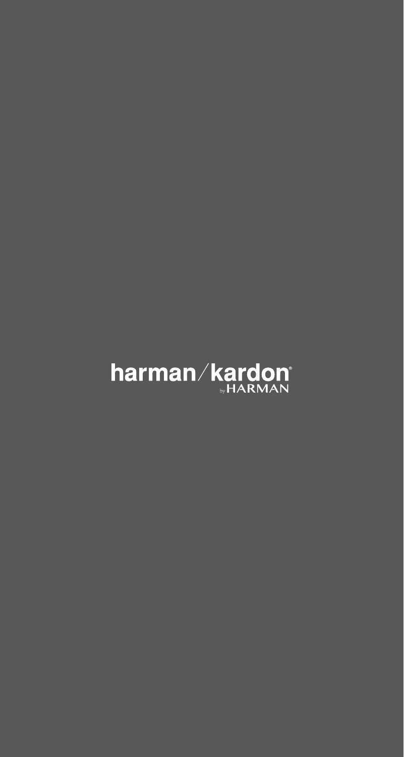harman/kardon®

by HARMAN